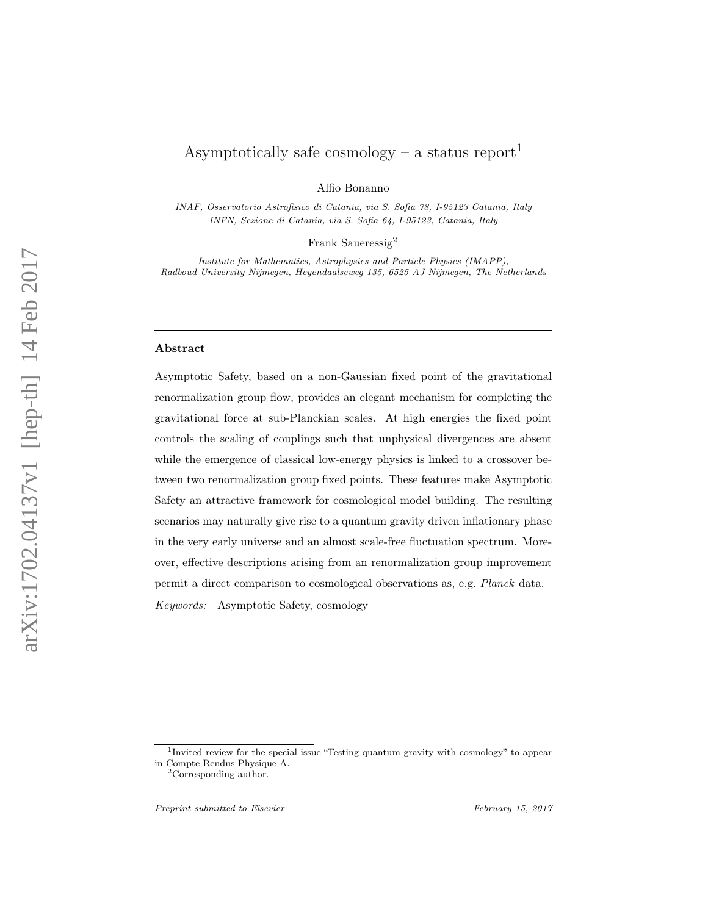# Asymptotically safe cosmology – a status report[1]

Alfio Bonanno

*INAF, Osservatorio Astrofisico di Catania, via S. Sofia 78, I-95123 Catania, Italy*
*INFN, Sezione di Catania, via S. Sofia 64, I-95123, Catania, Italy*

Frank Saueressig[2]

*Institute for Mathematics, Astrophysics and Particle Physics (IMAPP), Radboud University Nijmegen, Heyendaalseweg 135, 6525 AJ Nijmegen, The Netherlands*

---

## Abstract

Asymptotic Safety, based on a non-Gaussian fixed point of the gravitational renormalization group flow, provides an elegant mechanism for completing the gravitational force at sub-Planckian scales. At high energies the fixed point controls the scaling of couplings such that unphysical divergences are absent while the emergence of classical low-energy physics is linked to a crossover between two renormalization group fixed points. These features make Asymptotic Safety an attractive framework for cosmological model building. The resulting scenarios may naturally give rise to a quantum gravity driven inflationary phase in the very early universe and an almost scale-free fluctuation spectrum. Moreover, effective descriptions arising from an renormalization group improvement permit a direct comparison to cosmological observations as, e.g. *Planck* data.

*Keywords:* Asymptotic Safety, cosmology

---

[1] Invited review for the special issue "Testing quantum gravity with cosmology" to appear in Compte Rendus Physique A.

[2] Corresponding author.

*Preprint submitted to Elsevier* *February 15, 2017*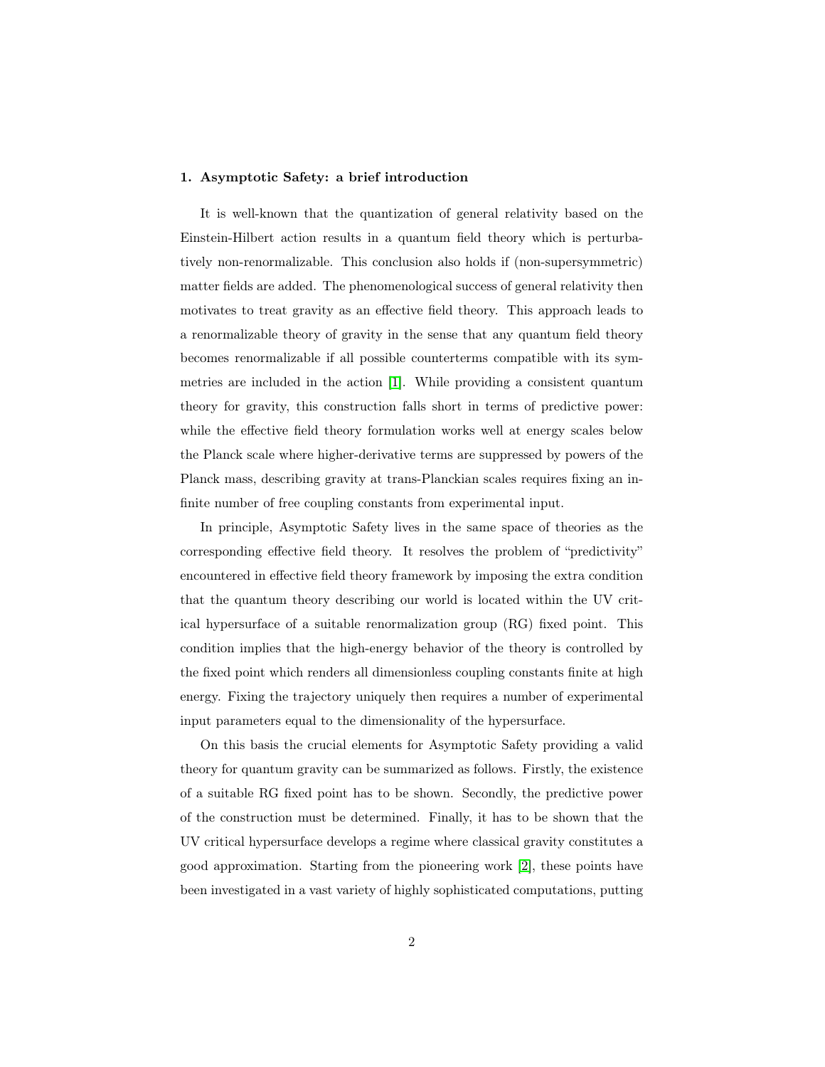## 1. Asymptotic Safety: a brief introduction

It is well-known that the quantization of general relativity based on the Einstein-Hilbert action results in a quantum field theory which is perturbatively non-renormalizable. This conclusion also holds if (non-supersymmetric) matter fields are added. The phenomenological success of general relativity then motivates to treat gravity as an effective field theory. This approach leads to a renormalizable theory of gravity in the sense that any quantum field theory becomes renormalizable if all possible counterterms compatible with its symmetries are included in the action [1]. While providing a consistent quantum theory for gravity, this construction falls short in terms of predictive power: while the effective field theory formulation works well at energy scales below the Planck scale where higher-derivative terms are suppressed by powers of the Planck mass, describing gravity at trans-Planckian scales requires fixing an infinite number of free coupling constants from experimental input.

In principle, Asymptotic Safety lives in the same space of theories as the corresponding effective field theory. It resolves the problem of "predictivity" encountered in effective field theory framework by imposing the extra condition that the quantum theory describing our world is located within the UV critical hypersurface of a suitable renormalization group (RG) fixed point. This condition implies that the high-energy behavior of the theory is controlled by the fixed point which renders all dimensionless coupling constants finite at high energy. Fixing the trajectory uniquely then requires a number of experimental input parameters equal to the dimensionality of the hypersurface.

On this basis the crucial elements for Asymptotic Safety providing a valid theory for quantum gravity can be summarized as follows. Firstly, the existence of a suitable RG fixed point has to be shown. Secondly, the predictive power of the construction must be determined. Finally, it has to be shown that the UV critical hypersurface develops a regime where classical gravity constitutes a good approximation. Starting from the pioneering work [2], these points have been investigated in a vast variety of highly sophisticated computations, putting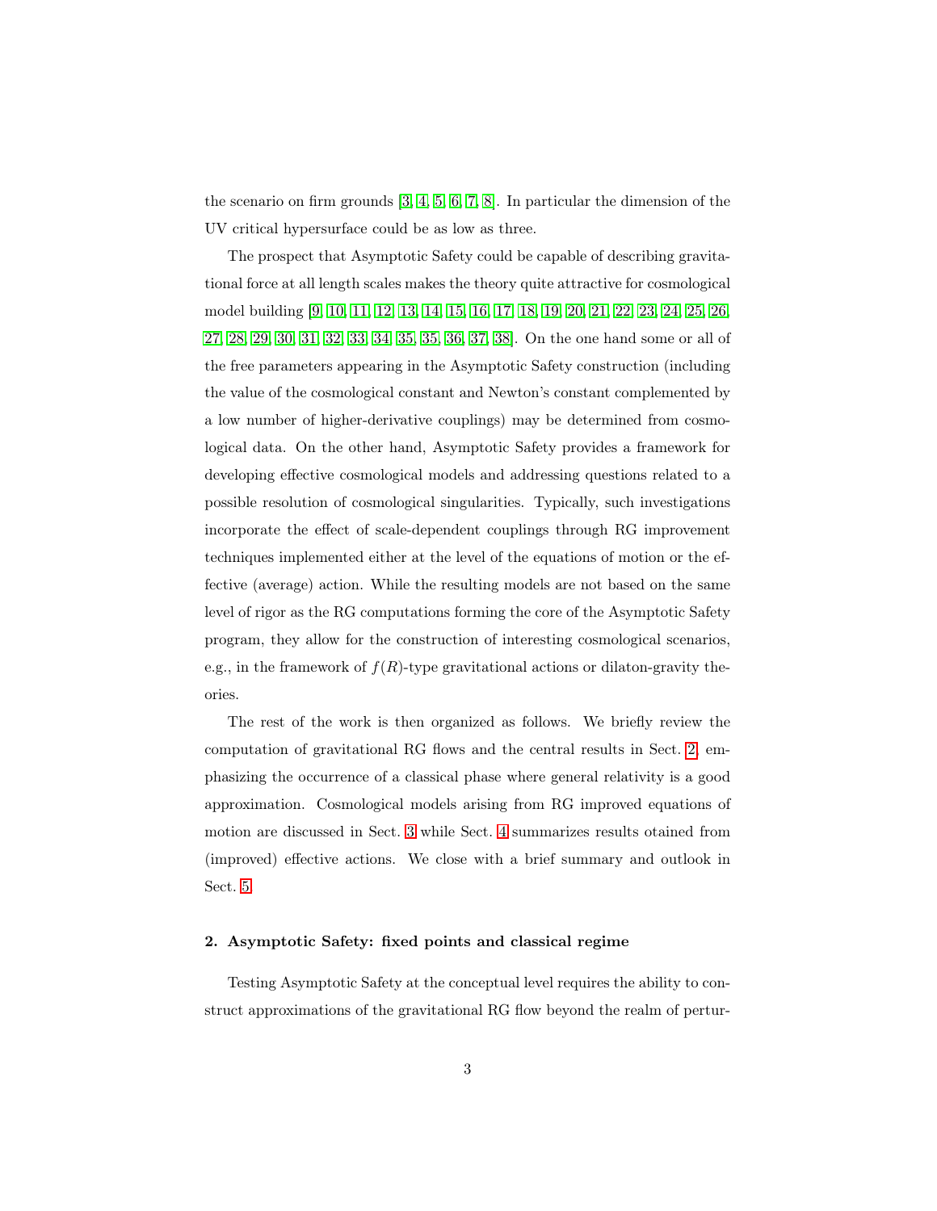the scenario on firm grounds [3, 4, 5, 6, 7, 8]. In particular the dimension of the UV critical hypersurface could be as low as three.

The prospect that Asymptotic Safety could be capable of describing gravitational force at all length scales makes the theory quite attractive for cosmological model building [9, 10, 11, 12, 13, 14, 15, 16, 17, 18, 19, 20, 21, 22, 23, 24, 25, 26, 27, 28, 29, 30, 31, 32, 33, 34, 35, 35, 36, 37, 38]. On the one hand some or all of the free parameters appearing in the Asymptotic Safety construction (including the value of the cosmological constant and Newton's constant complemented by a low number of higher-derivative couplings) may be determined from cosmological data. On the other hand, Asymptotic Safety provides a framework for developing effective cosmological models and addressing questions related to a possible resolution of cosmological singularities. Typically, such investigations incorporate the effect of scale-dependent couplings through RG improvement techniques implemented either at the level of the equations of motion or the effective (average) action. While the resulting models are not based on the same level of rigor as the RG computations forming the core of the Asymptotic Safety program, they allow for the construction of interesting cosmological scenarios, e.g., in the framework of $f(R)$-type gravitational actions or dilaton-gravity theories.

The rest of the work is then organized as follows. We briefly review the computation of gravitational RG flows and the central results in Sect. 2, emphasizing the occurrence of a classical phase where general relativity is a good approximation. Cosmological models arising from RG improved equations of motion are discussed in Sect. 3 while Sect. 4 summarizes results otained from (improved) effective actions. We close with a brief summary and outlook in Sect. 5.

## 2. Asymptotic Safety: fixed points and classical regime

Testing Asymptotic Safety at the conceptual level requires the ability to construct approximations of the gravitational RG flow beyond the realm of pertur-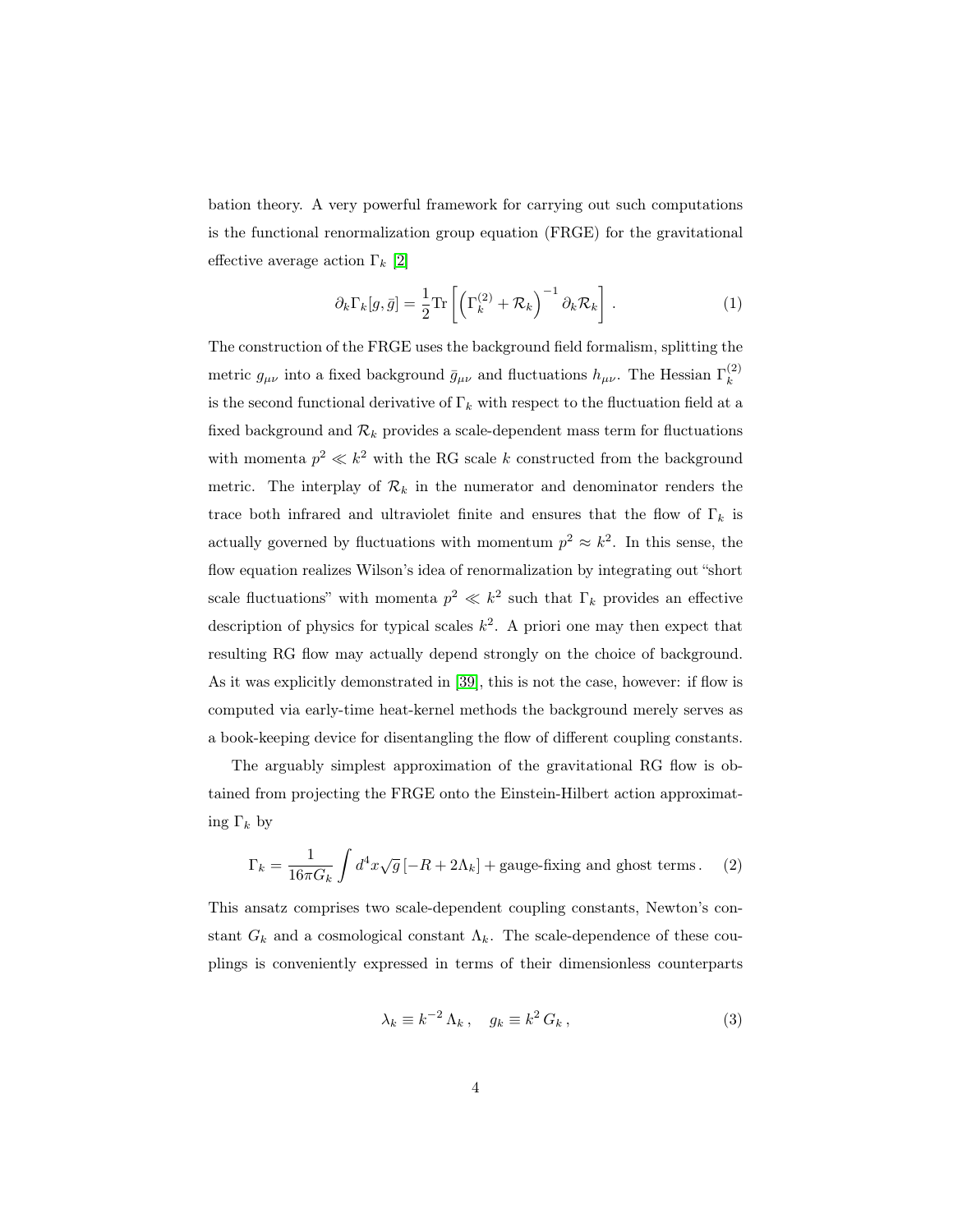bation theory. A very powerful framework for carrying out such computations is the functional renormalization group equation (FRGE) for the gravitational effective average action $\Gamma_k$ [2]

$$
\partial_k \Gamma_k[g, \bar{g}] = \frac{1}{2} \mathrm{Tr} \left[ \left( \Gamma_k^{(2)} + \mathcal{R}_k \right)^{-1} \partial_k \mathcal{R}_k \right] . \tag{1}
$$

The construction of the FRGE uses the background field formalism, splitting the metric $g_{\mu\nu}$ into a fixed background $\bar{g}_{\mu\nu}$ and fluctuations $h_{\mu\nu}$. The Hessian $\Gamma_k^{(2)}$ is the second functional derivative of $\Gamma_k$ with respect to the fluctuation field at a fixed background and $\mathcal{R}_k$ provides a scale-dependent mass term for fluctuations with momenta $p^2 \ll k^2$ with the RG scale $k$ constructed from the background metric. The interplay of $\mathcal{R}_k$ in the numerator and denominator renders the trace both infrared and ultraviolet finite and ensures that the flow of $\Gamma_k$ is actually governed by fluctuations with momentum $p^2 \approx k^2$. In this sense, the flow equation realizes Wilson's idea of renormalization by integrating out "short scale fluctuations" with momenta $p^2 \ll k^2$ such that $\Gamma_k$ provides an effective description of physics for typical scales $k^2$. A priori one may then expect that resulting RG flow may actually depend strongly on the choice of background. As it was explicitly demonstrated in [39], this is not the case, however: if flow is computed via early-time heat-kernel methods the background merely serves as a book-keeping device for disentangling the flow of different coupling constants.

The arguably simplest approximation of the gravitational RG flow is obtained from projecting the FRGE onto the Einstein-Hilbert action approximating $\Gamma_k$ by

$$
\Gamma_k = \frac{1}{16\pi G_k} \int d^4x \sqrt{g} \left[ -R + 2\Lambda_k \right] + \text{gauge-fixing and ghost terms} . \tag{2}
$$

This ansatz comprises two scale-dependent coupling constants, Newton's constant $G_k$ and a cosmological constant $\Lambda_k$. The scale-dependence of these couplings is conveniently expressed in terms of their dimensionless counterparts

$$
\lambda_k \equiv k^{-2} \, \Lambda_k \, , \quad g_k \equiv k^2 \, G_k \, , \tag{3}
$$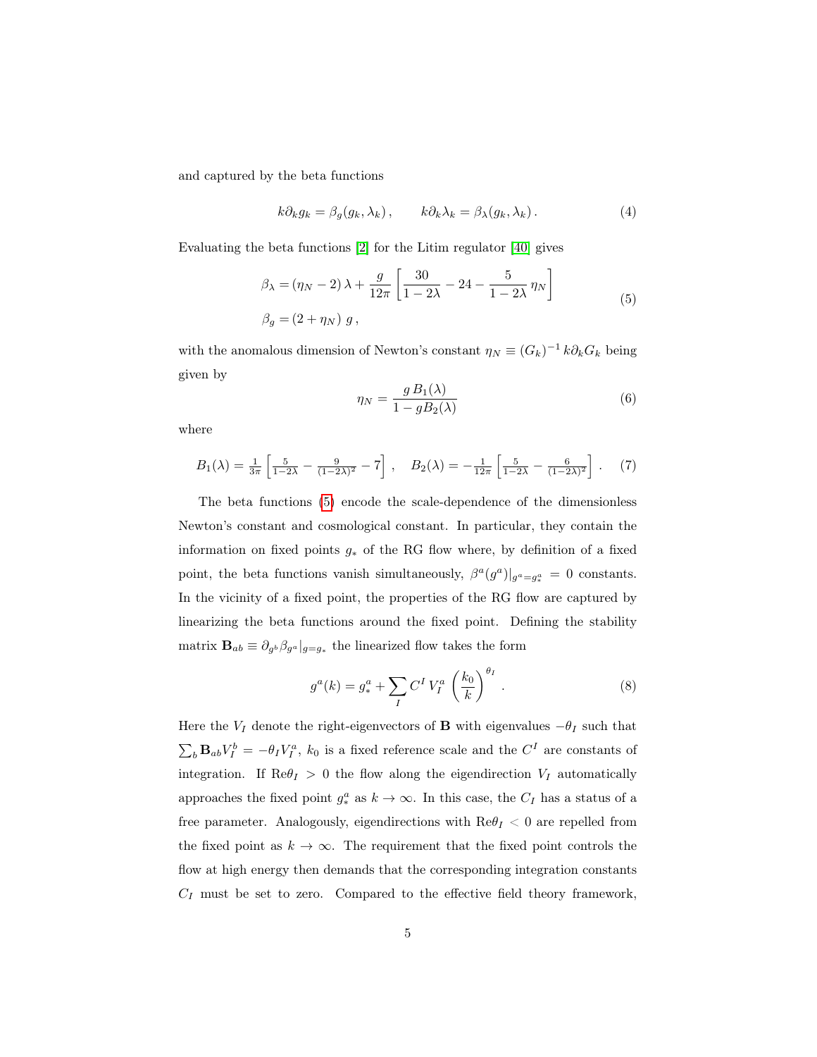and captured by the beta functions

$$k\partial_k g_k = \beta_g(g_k, \lambda_k)\,, \qquad k\partial_k \lambda_k = \beta_\lambda(g_k, \lambda_k)\,. \tag{4}$$

Evaluating the beta functions [2] for the Litim regulator [40] gives

$$\begin{aligned} \beta_\lambda &= (\eta_N - 2)\,\lambda + \frac{g}{12\pi}\left[\frac{30}{1-2\lambda} - 24 - \frac{5}{1-2\lambda}\,\eta_N\right] \\ \beta_g &= (2+\eta_N)\; g\,, \end{aligned} \tag{5}$$

with the anomalous dimension of Newton's constant $\eta_N \equiv (G_k)^{-1}\,k\partial_k G_k$ being given by

$$\eta_N = \frac{g\,B_1(\lambda)}{1 - gB_2(\lambda)} \tag{6}$$

where

$$B_1(\lambda) = \tfrac{1}{3\pi}\left[\tfrac{5}{1-2\lambda} - \tfrac{9}{(1-2\lambda)^2} - 7\right]\,, \quad B_2(\lambda) = -\tfrac{1}{12\pi}\left[\tfrac{5}{1-2\lambda} - \tfrac{6}{(1-2\lambda)^2}\right]\,. \tag{7}$$

The beta functions (5) encode the scale-dependence of the dimensionless Newton's constant and cosmological constant. In particular, they contain the information on fixed points $g_*$ of the RG flow where, by definition of a fixed point, the beta functions vanish simultaneously, $\beta^a(g^a)|_{g^a=g^a_*} = 0$ constants. In the vicinity of a fixed point, the properties of the RG flow are captured by linearizing the beta functions around the fixed point. Defining the stability matrix $\mathbf{B}_{ab} \equiv \partial_{g^b}\beta_{g^a}|_{g=g_*}$ the linearized flow takes the form

$$g^a(k) = g^a_* + \sum_I C^I\,V^a_I\,\left(\frac{k_0}{k}\right)^{\theta_I}\,. \tag{8}$$

Here the $V_I$ denote the right-eigenvectors of $\mathbf{B}$ with eigenvalues $-\theta_I$ such that $\sum_b \mathbf{B}_{ab}V^b_I = -\theta_I V^a_I$, $k_0$ is a fixed reference scale and the $C^I$ are constants of integration. If $\mathrm{Re}\theta_I > 0$ the flow along the eigendirection $V_I$ automatically approaches the fixed point $g^a_*$ as $k \to \infty$. In this case, the $C_I$ has a status of a free parameter. Analogously, eigendirections with $\mathrm{Re}\theta_I < 0$ are repelled from the fixed point as $k \to \infty$. The requirement that the fixed point controls the flow at high energy then demands that the corresponding integration constants $C_I$ must be set to zero. Compared to the effective field theory framework,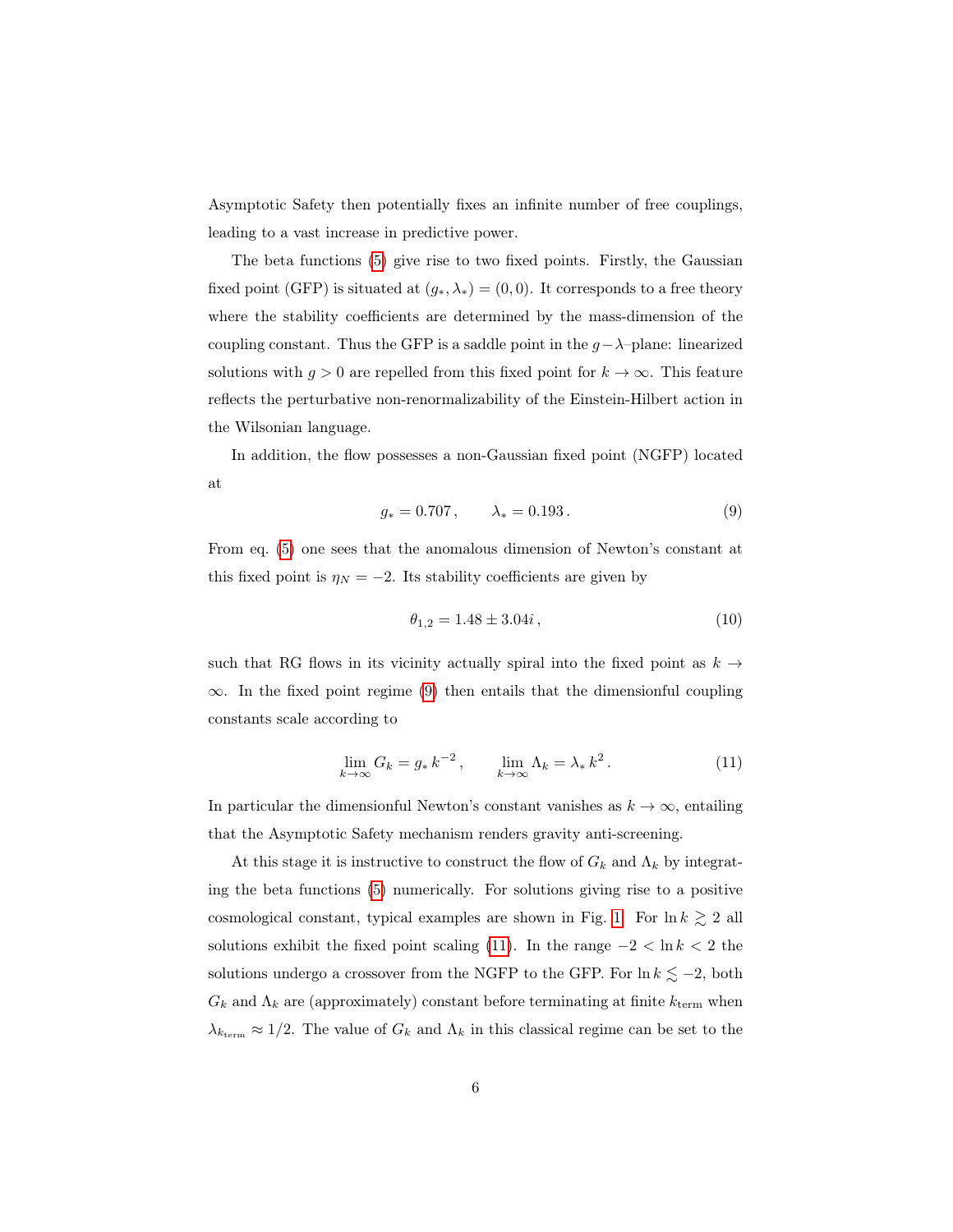Asymptotic Safety then potentially fixes an infinite number of free couplings, leading to a vast increase in predictive power.

The beta functions (5) give rise to two fixed points. Firstly, the Gaussian fixed point (GFP) is situated at $(g_*, \lambda_*) = (0, 0)$. It corresponds to a free theory where the stability coefficients are determined by the mass-dimension of the coupling constant. Thus the GFP is a saddle point in the $g-\lambda$–plane: linearized solutions with $g > 0$ are repelled from this fixed point for $k \to \infty$. This feature reflects the perturbative non-renormalizability of the Einstein-Hilbert action in the Wilsonian language.

In addition, the flow possesses a non-Gaussian fixed point (NGFP) located at

$$g_* = 0.707 \,, \qquad \lambda_* = 0.193 \,. \tag{9}$$

From eq. (5) one sees that the anomalous dimension of Newton's constant at this fixed point is $\eta_N = -2$. Its stability coefficients are given by

$$\theta_{1,2} = 1.48 \pm 3.04i \,, \tag{10}$$

such that RG flows in its vicinity actually spiral into the fixed point as $k \to \infty$. In the fixed point regime (9) then entails that the dimensionful coupling constants scale according to

$$\lim_{k\to\infty} G_k = g_* \, k^{-2} \,, \qquad \lim_{k\to\infty} \Lambda_k = \lambda_* \, k^2 \,. \tag{11}$$

In particular the dimensionful Newton's constant vanishes as $k \to \infty$, entailing that the Asymptotic Safety mechanism renders gravity anti-screening.

At this stage it is instructive to construct the flow of $G_k$ and $\Lambda_k$ by integrating the beta functions (5) numerically. For solutions giving rise to a positive cosmological constant, typical examples are shown in Fig. 1. For $\ln k \gtrsim 2$ all solutions exhibit the fixed point scaling (11). In the range $-2 < \ln k < 2$ the solutions undergo a crossover from the NGFP to the GFP. For $\ln k \lesssim -2$, both $G_k$ and $\Lambda_k$ are (approximately) constant before terminating at finite $k_{\rm term}$ when $\lambda_{k_{\rm term}} \approx 1/2$. The value of $G_k$ and $\Lambda_k$ in this classical regime can be set to the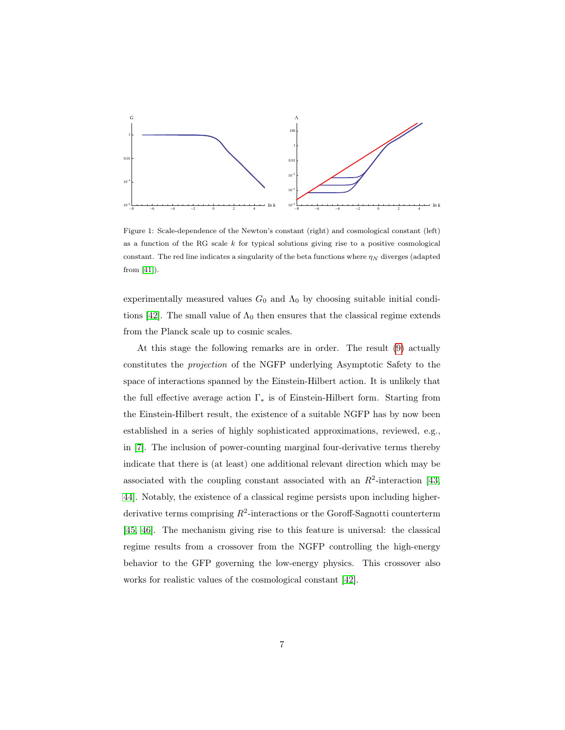Figure 1: Scale-dependence of the Newton's constant (right) and cosmological constant (left) as a function of the RG scale $k$ for typical solutions giving rise to a positive cosmological constant. The red line indicates a singularity of the beta functions where $\eta_N$ diverges (adapted from [41]).

experimentally measured values $G_0$ and $\Lambda_0$ by choosing suitable initial conditions [42]. The small value of $\Lambda_0$ then ensures that the classical regime extends from the Planck scale up to cosmic scales.

At this stage the following remarks are in order. The result (9) actually constitutes the *projection* of the NGFP underlying Asymptotic Safety to the space of interactions spanned by the Einstein-Hilbert action. It is unlikely that the full effective average action $\Gamma_*$ is of Einstein-Hilbert form. Starting from the Einstein-Hilbert result, the existence of a suitable NGFP has by now been established in a series of highly sophisticated approximations, reviewed, e.g., in [7]. The inclusion of power-counting marginal four-derivative terms thereby indicate that there is (at least) one additional relevant direction which may be associated with the coupling constant associated with an $R^2$-interaction [43, 44]. Notably, the existence of a classical regime persists upon including higher-derivative terms comprising $R^2$-interactions or the Goroff-Sagnotti counterterm [45, 46]. The mechanism giving rise to this feature is universal: the classical regime results from a crossover from the NGFP controlling the high-energy behavior to the GFP governing the low-energy physics. This crossover also works for realistic values of the cosmological constant [42].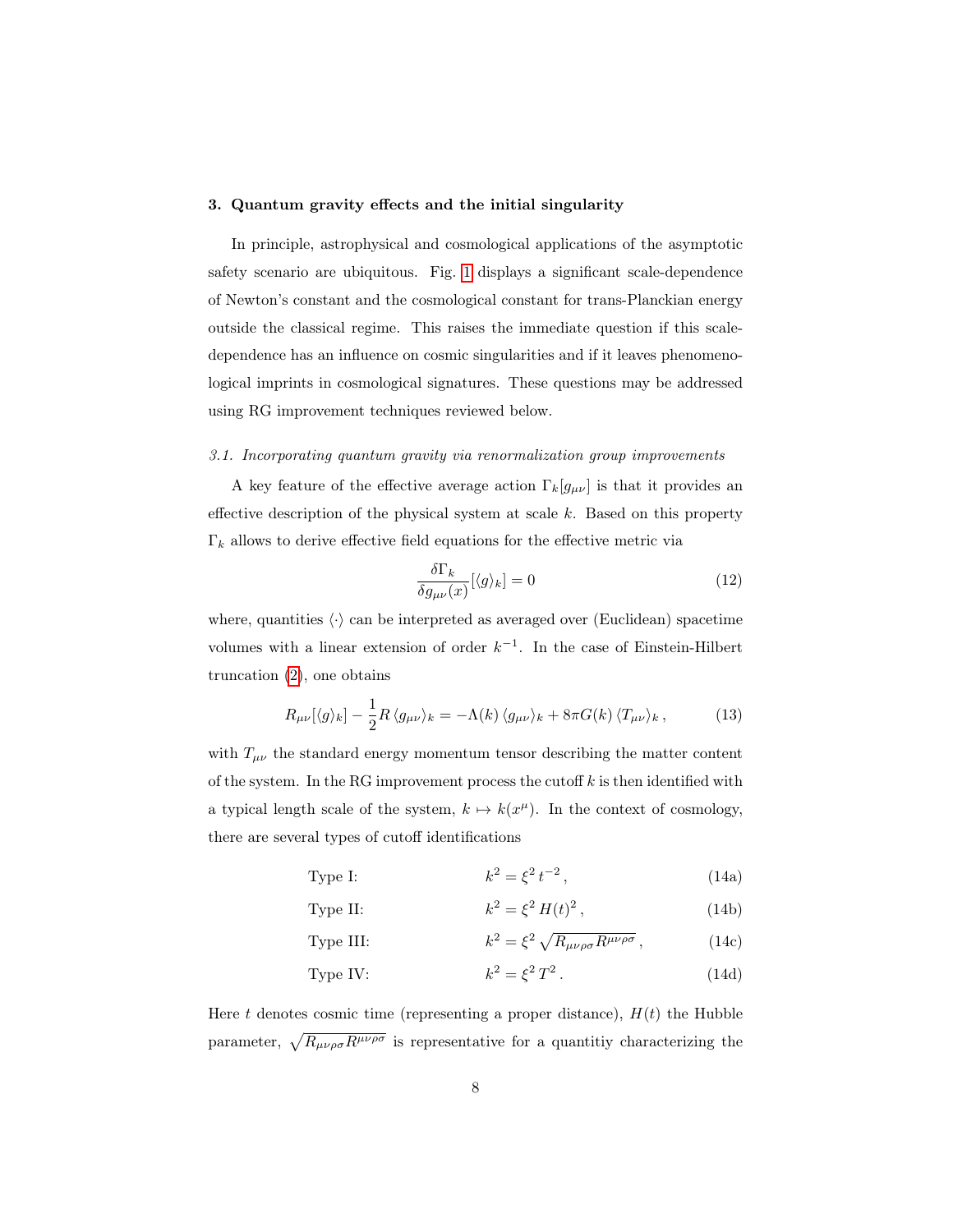## 3. Quantum gravity effects and the initial singularity

In principle, astrophysical and cosmological applications of the asymptotic safety scenario are ubiquitous. Fig. 1 displays a significant scale-dependence of Newton's constant and the cosmological constant for trans-Planckian energy outside the classical regime. This raises the immediate question if this scale-dependence has an influence on cosmic singularities and if it leaves phenomenological imprints in cosmological signatures. These questions may be addressed using RG improvement techniques reviewed below.

### *3.1. Incorporating quantum gravity via renormalization group improvements*

A key feature of the effective average action $\Gamma_k[g_{\mu\nu}]$ is that it provides an effective description of the physical system at scale $k$. Based on this property $\Gamma_k$ allows to derive effective field equations for the effective metric via

$$\frac{\delta \Gamma_k}{\delta g_{\mu\nu}(x)}[\langle g \rangle_k] = 0 \tag{12}$$

where, quantities $\langle \cdot \rangle$ can be interpreted as averaged over (Euclidean) spacetime volumes with a linear extension of order $k^{-1}$. In the case of Einstein-Hilbert truncation (2), one obtains

$$R_{\mu\nu}[\langle g \rangle_k] - \frac{1}{2} R \, \langle g_{\mu\nu} \rangle_k = -\Lambda(k) \, \langle g_{\mu\nu} \rangle_k + 8\pi G(k) \, \langle T_{\mu\nu} \rangle_k \,, \tag{13}$$

with $T_{\mu\nu}$ the standard energy momentum tensor describing the matter content of the system. In the RG improvement process the cutoff $k$ is then identified with a typical length scale of the system, $k \mapsto k(x^\mu)$. In the context of cosmology, there are several types of cutoff identifications

$$\text{Type I:} \qquad k^2 = \xi^2 \, t^{-2} \,, \tag{14a}$$

$$\text{Type II:} \qquad k^2 = \xi^2 \, H(t)^2 \,, \tag{14b}$$

$$\text{Type III:} \qquad k^2 = \xi^2 \, \sqrt{R_{\mu\nu\rho\sigma} R^{\mu\nu\rho\sigma}} \,, \tag{14c}$$

$$\text{Type IV:} \qquad k^2 = \xi^2 \, T^2 \,. \tag{14d}$$

Here $t$ denotes cosmic time (representing a proper distance), $H(t)$ the Hubble parameter, $\sqrt{R_{\mu\nu\rho\sigma} R^{\mu\nu\rho\sigma}}$ is representative for a quantitiy characterizing the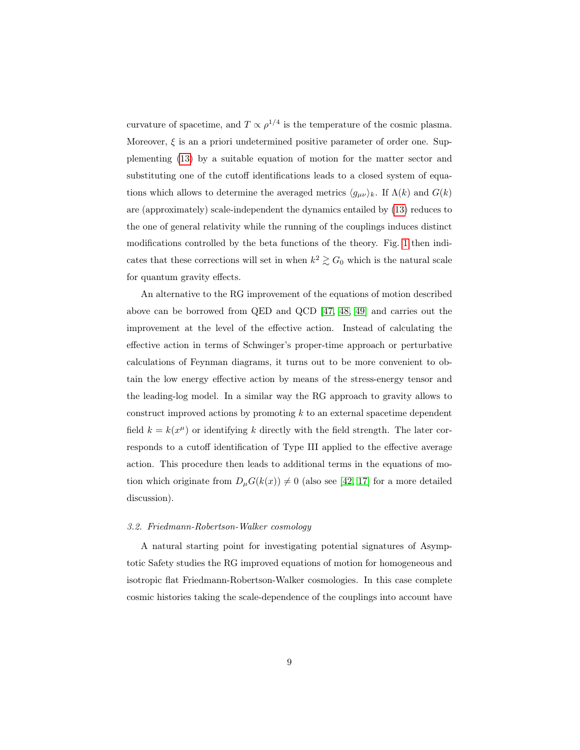curvature of spacetime, and $T \propto \rho^{1/4}$ is the temperature of the cosmic plasma. Moreover, $\xi$ is an a priori undetermined positive parameter of order one. Supplementing (13) by a suitable equation of motion for the matter sector and substituting one of the cutoff identifications leads to a closed system of equations which allows to determine the averaged metrics $\langle g_{\mu\nu} \rangle_k$. If $\Lambda(k)$ and $G(k)$ are (approximately) scale-independent the dynamics entailed by (13) reduces to the one of general relativity while the running of the couplings induces distinct modifications controlled by the beta functions of the theory. Fig. 1 then indicates that these corrections will set in when $k^2 \gtrsim G_0$ which is the natural scale for quantum gravity effects.

An alternative to the RG improvement of the equations of motion described above can be borrowed from QED and QCD [47, 48, 49] and carries out the improvement at the level of the effective action. Instead of calculating the effective action in terms of Schwinger's proper-time approach or perturbative calculations of Feynman diagrams, it turns out to be more convenient to obtain the low energy effective action by means of the stress-energy tensor and the leading-log model. In a similar way the RG approach to gravity allows to construct improved actions by promoting $k$ to an external spacetime dependent field $k = k(x^\mu)$ or identifying $k$ directly with the field strength. The later corresponds to a cutoff identification of Type III applied to the effective average action. This procedure then leads to additional terms in the equations of motion which originate from $D_\mu G(k(x)) \neq 0$ (also see [42, 17] for a more detailed discussion).

### *3.2. Friedmann-Robertson-Walker cosmology*

A natural starting point for investigating potential signatures of Asymptotic Safety studies the RG improved equations of motion for homogeneous and isotropic flat Friedmann-Robertson-Walker cosmologies. In this case complete cosmic histories taking the scale-dependence of the couplings into account have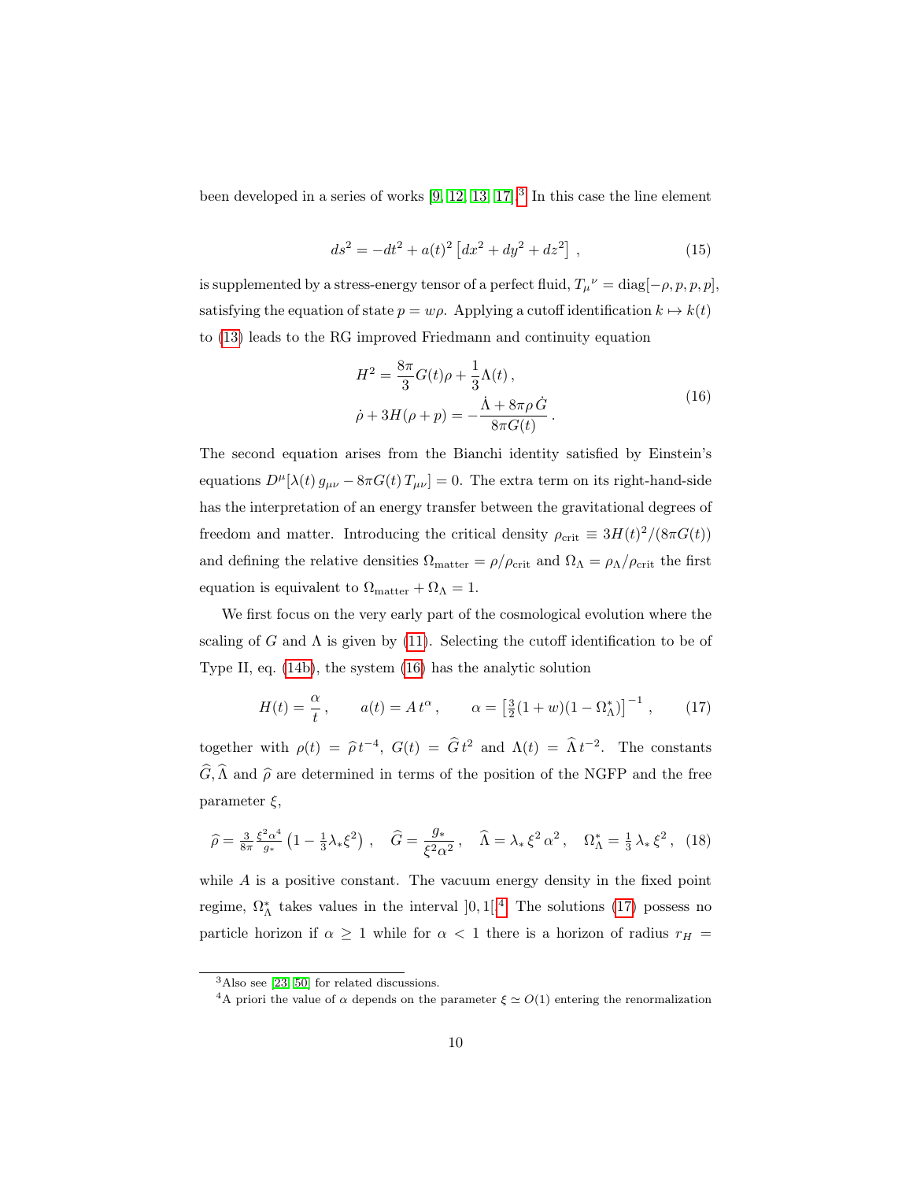been developed in a series of works [9, 12, 13, 17].[3] In this case the line element

$$ds^2 = -dt^2 + a(t)^2 \left[ dx^2 + dy^2 + dz^2 \right] \,, \tag{15}$$

is supplemented by a stress-energy tensor of a perfect fluid, $T_\mu{}^\nu = \text{diag}[-\rho, p, p, p]$, satisfying the equation of state $p = w\rho$. Applying a cutoff identification $k \mapsto k(t)$ to (13) leads to the RG improved Friedmann and continuity equation

$$\begin{aligned} H^2 &= \frac{8\pi}{3} G(t) \rho + \frac{1}{3} \Lambda(t) \,, \\ \dot{\rho} + 3H(\rho + p) &= - \frac{\dot{\Lambda} + 8\pi \rho \, \dot{G}}{8\pi G(t)} \,. \end{aligned} \tag{16}$$

The second equation arises from the Bianchi identity satisfied by Einstein's equations $D^\mu[\lambda(t) \, g_{\mu\nu} - 8\pi G(t) \, T_{\mu\nu}] = 0$. The extra term on its right-hand-side has the interpretation of an energy transfer between the gravitational degrees of freedom and matter. Introducing the critical density $\rho_{\text{crit}} \equiv 3H(t)^2/(8\pi G(t))$ and defining the relative densities $\Omega_{\text{matter}} = \rho/\rho_{\text{crit}}$ and $\Omega_\Lambda = \rho_\Lambda/\rho_{\text{crit}}$ the first equation is equivalent to $\Omega_{\text{matter}} + \Omega_\Lambda = 1$.

We first focus on the very early part of the cosmological evolution where the scaling of $G$ and $\Lambda$ is given by (11). Selecting the cutoff identification to be of Type II, eq. (14b), the system (16) has the analytic solution

$$H(t) = \frac{\alpha}{t} \,, \qquad a(t) = A \, t^\alpha \,, \qquad \alpha = \left[ \tfrac{3}{2}(1+w)(1 - \Omega_\Lambda^*) \right]^{-1} \,, \tag{17}$$

together with $\rho(t) = \widehat{\rho} \, t^{-4}$, $G(t) = \widehat{G} \, t^2$ and $\Lambda(t) = \widehat{\Lambda} \, t^{-2}$. The constants $\widehat{G}, \widehat{\Lambda}$ and $\widehat{\rho}$ are determined in terms of the position of the NGFP and the free parameter $\xi$,

$$\widehat{\rho} = \tfrac{3}{8\pi} \tfrac{\xi^2 \alpha^4}{g_*} \left( 1 - \tfrac{1}{3} \lambda_* \xi^2 \right) \,, \quad \widehat{G} = \frac{g_*}{\xi^2 \alpha^2} \,, \quad \widehat{\Lambda} = \lambda_* \, \xi^2 \, \alpha^2 \,, \quad \Omega_\Lambda^* = \tfrac{1}{3} \, \lambda_* \, \xi^2 \,, \tag{18}$$

while $A$ is a positive constant. The vacuum energy density in the fixed point regime, $\Omega_\Lambda^*$ takes values in the interval $]0, 1[$.[4] The solutions (17) possess no particle horizon if $\alpha \geq 1$ while for $\alpha < 1$ there is a horizon of radius $r_H =$

---

[3] Also see [23, 50] for related discussions.

[4] A priori the value of $\alpha$ depends on the parameter $\xi \simeq O(1)$ entering the renormalization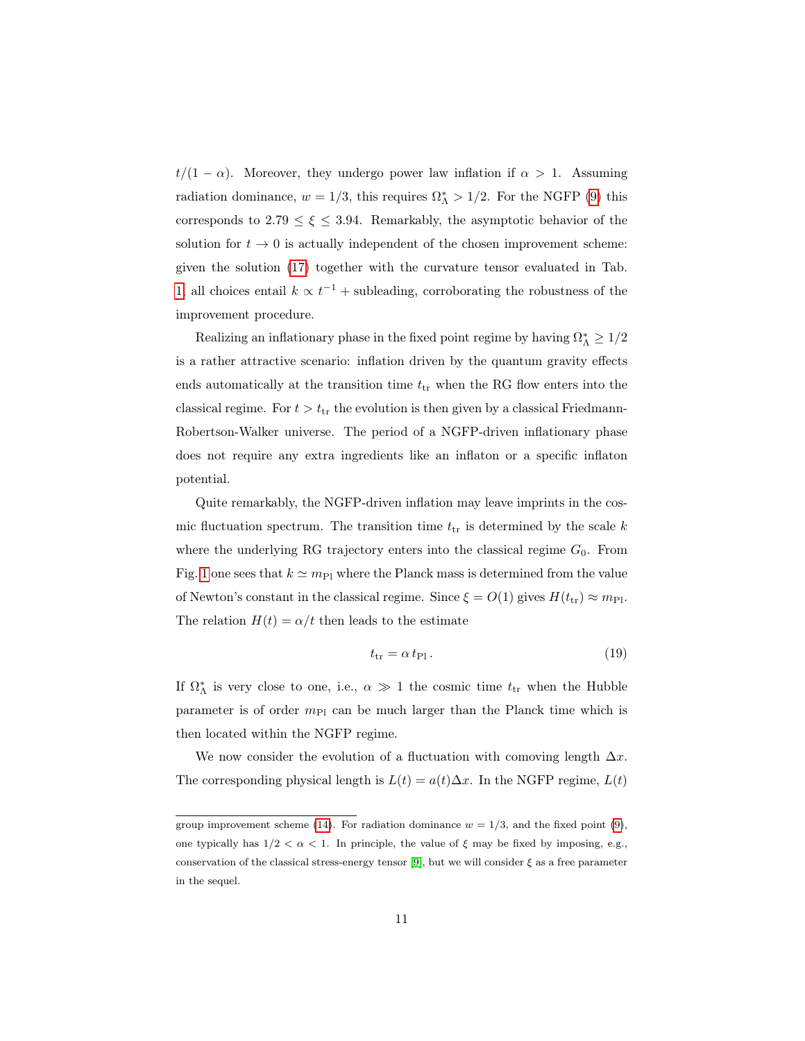$t/(1-\alpha)$. Moreover, they undergo power law inflation if $\alpha > 1$. Assuming radiation dominance, $w = 1/3$, this requires $\Omega_\Lambda^* > 1/2$. For the NGFP (9) this corresponds to $2.79 \le \xi \le 3.94$. Remarkably, the asymptotic behavior of the solution for $t \to 0$ is actually independent of the chosen improvement scheme: given the solution (17) together with the curvature tensor evaluated in Tab. 1 all choices entail $k \propto t^{-1}$ + subleading, corroborating the robustness of the improvement procedure.

Realizing an inflationary phase in the fixed point regime by having $\Omega_\Lambda^* \ge 1/2$ is a rather attractive scenario: inflation driven by the quantum gravity effects ends automatically at the transition time $t_{\rm tr}$ when the RG flow enters into the classical regime. For $t > t_{\rm tr}$ the evolution is then given by a classical Friedmann-Robertson-Walker universe. The period of a NGFP-driven inflationary phase does not require any extra ingredients like an inflaton or a specific inflaton potential.

Quite remarkably, the NGFP-driven inflation may leave imprints in the cosmic fluctuation spectrum. The transition time $t_{\rm tr}$ is determined by the scale $k$ where the underlying RG trajectory enters into the classical regime $G_0$. From Fig. 1 one sees that $k \simeq m_{\rm Pl}$ where the Planck mass is determined from the value of Newton's constant in the classical regime. Since $\xi = O(1)$ gives $H(t_{\rm tr}) \approx m_{\rm Pl}$. The relation $H(t) = \alpha/t$ then leads to the estimate

$$t_{\rm tr} = \alpha \, t_{\rm Pl} \, . \tag{19}$$

If $\Omega_\Lambda^*$ is very close to one, i.e., $\alpha \gg 1$ the cosmic time $t_{\rm tr}$ when the Hubble parameter is of order $m_{\rm Pl}$ can be much larger than the Planck time which is then located within the NGFP regime.

We now consider the evolution of a fluctuation with comoving length $\Delta x$. The corresponding physical length is $L(t) = a(t)\Delta x$. In the NGFP regime, $L(t)$

---

group improvement scheme (14). For radiation dominance $w = 1/3$, and the fixed point (9), one typically has $1/2 < \alpha < 1$. In principle, the value of $\xi$ may be fixed by imposing, e.g., conservation of the classical stress-energy tensor [9], but we will consider $\xi$ as a free parameter in the sequel.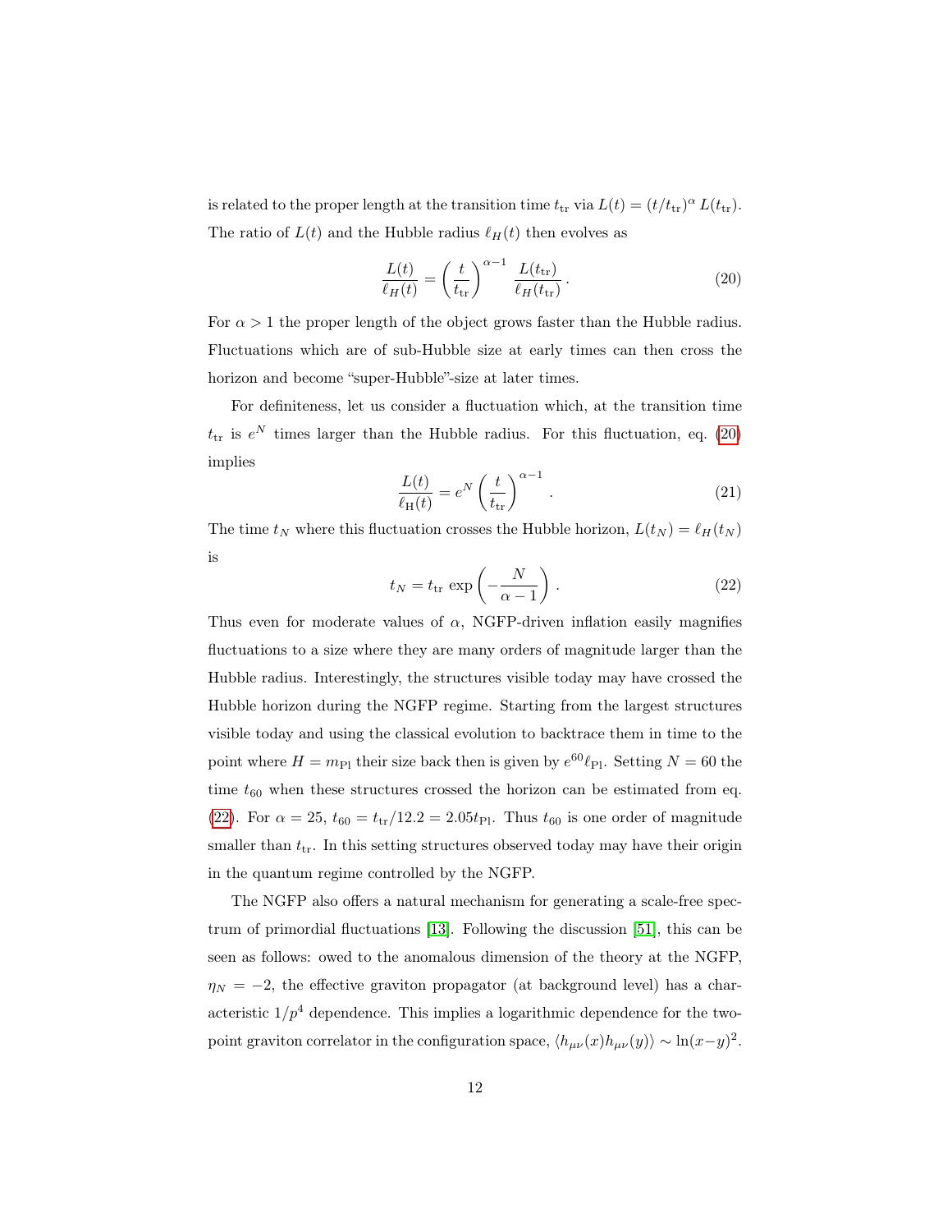is related to the proper length at the transition time $t_{\rm tr}$ via $L(t) = (t/t_{\rm tr})^\alpha \, L(t_{\rm tr})$. The ratio of $L(t)$ and the Hubble radius $\ell_H(t)$ then evolves as

$$\frac{L(t)}{\ell_H(t)} = \left(\frac{t}{t_{\rm tr}}\right)^{\alpha-1} \, \frac{L(t_{\rm tr})}{\ell_H(t_{\rm tr})} \, . \tag{20}$$

For $\alpha > 1$ the proper length of the object grows faster than the Hubble radius. Fluctuations which are of sub-Hubble size at early times can then cross the horizon and become "super-Hubble"-size at later times.

For definiteness, let us consider a fluctuation which, at the transition time $t_{\rm tr}$ is $e^N$ times larger than the Hubble radius. For this fluctuation, eq. (20) implies

$$\frac{L(t)}{\ell_{\rm H}(t)} = e^N \left(\frac{t}{t_{\rm tr}}\right)^{\alpha-1} \, . \tag{21}$$

The time $t_N$ where this fluctuation crosses the Hubble horizon, $L(t_N) = \ell_H(t_N)$ is

$$t_N = t_{\rm tr} \, \exp\left(-\frac{N}{\alpha-1}\right) \, . \tag{22}$$

Thus even for moderate values of $\alpha$, NGFP-driven inflation easily magnifies fluctuations to a size where they are many orders of magnitude larger than the Hubble radius. Interestingly, the structures visible today may have crossed the Hubble horizon during the NGFP regime. Starting from the largest structures visible today and using the classical evolution to backtrace them in time to the point where $H = m_{\rm Pl}$ their size back then is given by $e^{60}\ell_{\rm Pl}$. Setting $N = 60$ the time $t_{60}$ when these structures crossed the horizon can be estimated from eq. (22). For $\alpha = 25$, $t_{60} = t_{\rm tr}/12.2 = 2.05 t_{\rm Pl}$. Thus $t_{60}$ is one order of magnitude smaller than $t_{\rm tr}$. In this setting structures observed today may have their origin in the quantum regime controlled by the NGFP.

The NGFP also offers a natural mechanism for generating a scale-free spectrum of primordial fluctuations [13]. Following the discussion [51], this can be seen as follows: owed to the anomalous dimension of the theory at the NGFP, $\eta_N = -2$, the effective graviton propagator (at background level) has a characteristic $1/p^4$ dependence. This implies a logarithmic dependence for the two-point graviton correlator in the configuration space, $\langle h_{\mu\nu}(x) h_{\mu\nu}(y)\rangle \sim \ln(x-y)^2$.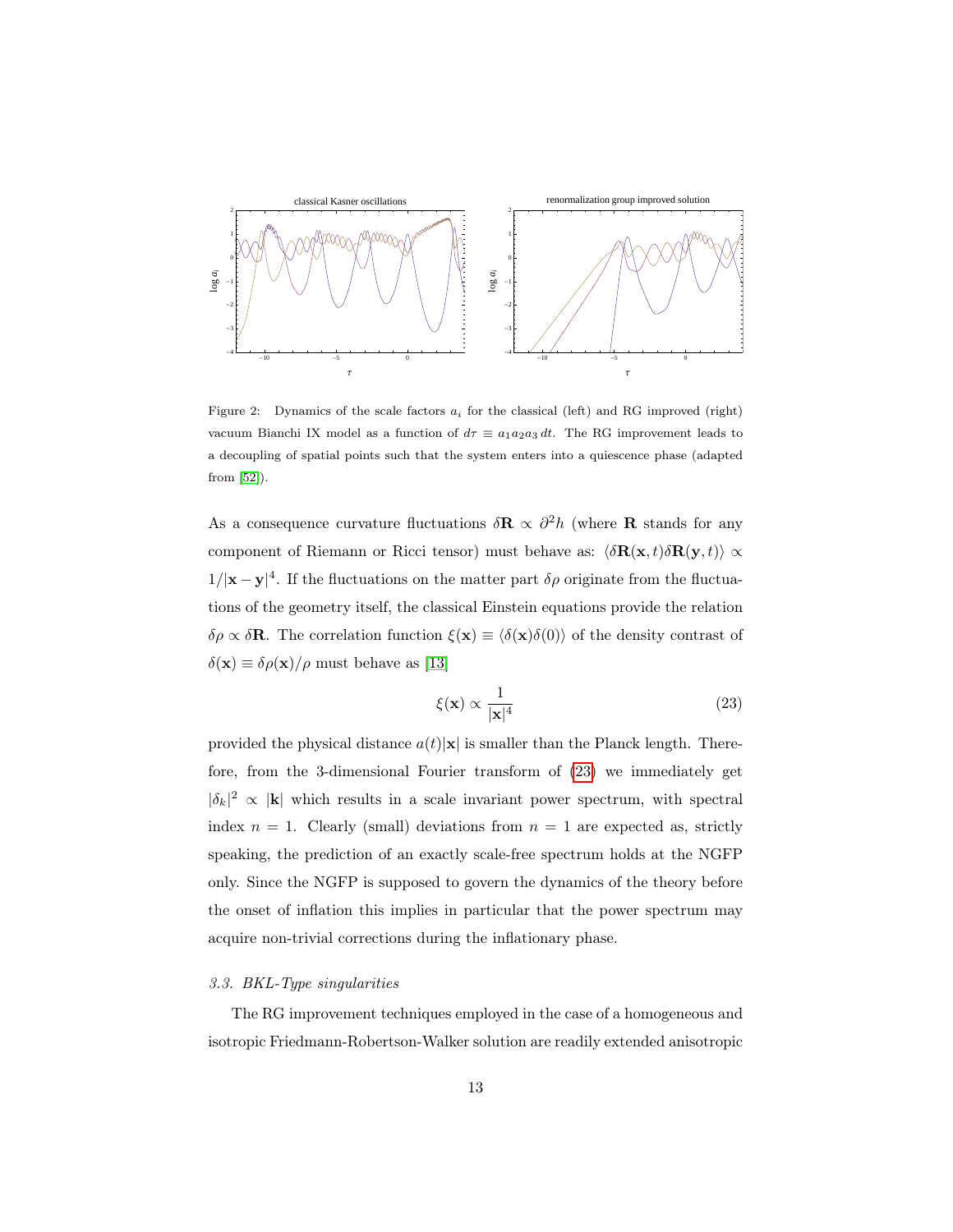Figure 2: Dynamics of the scale factors $a_i$ for the classical (left) and RG improved (right) vacuum Bianchi IX model as a function of $d\tau \equiv a_1 a_2 a_3 \, dt$. The RG improvement leads to a decoupling of spatial points such that the system enters into a quiescence phase (adapted from [52]).

As a consequence curvature fluctuations $\delta\mathbf{R} \propto \partial^2 h$ (where $\mathbf{R}$ stands for any component of Riemann or Ricci tensor) must behave as: $\langle \delta\mathbf{R}(\mathbf{x}, t)\delta\mathbf{R}(\mathbf{y}, t)\rangle \propto 1/|\mathbf{x} - \mathbf{y}|^4$. If the fluctuations on the matter part $\delta\rho$ originate from the fluctuations of the geometry itself, the classical Einstein equations provide the relation $\delta\rho \propto \delta\mathbf{R}$. The correlation function $\xi(\mathbf{x}) \equiv \langle \delta(\mathbf{x})\delta(0)\rangle$ of the density contrast of $\delta(\mathbf{x}) \equiv \delta\rho(\mathbf{x})/\rho$ must behave as [13]

$$\xi(\mathbf{x}) \propto \frac{1}{|\mathbf{x}|^4} \tag{23}$$

provided the physical distance $a(t)|\mathbf{x}|$ is smaller than the Planck length. Therefore, from the 3-dimensional Fourier transform of (23) we immediately get $|\delta_k|^2 \propto |\mathbf{k}|$ which results in a scale invariant power spectrum, with spectral index $n = 1$. Clearly (small) deviations from $n = 1$ are expected as, strictly speaking, the prediction of an exactly scale-free spectrum holds at the NGFP only. Since the NGFP is supposed to govern the dynamics of the theory before the onset of inflation this implies in particular that the power spectrum may acquire non-trivial corrections during the inflationary phase.

### *3.3. BKL-Type singularities*

The RG improvement techniques employed in the case of a homogeneous and isotropic Friedmann-Robertson-Walker solution are readily extended anisotropic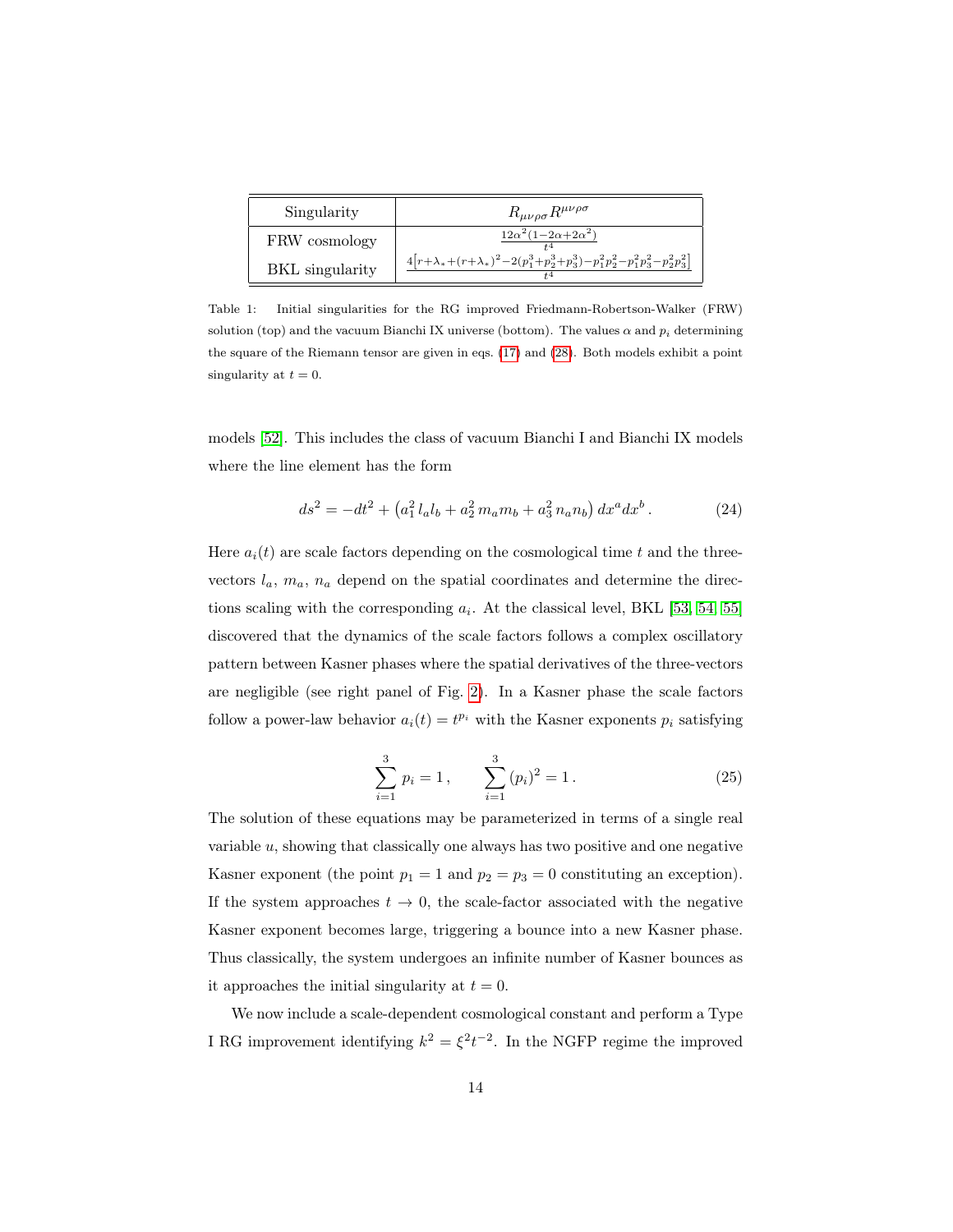| Singularity | $R_{\mu\nu\rho\sigma}R^{\mu\nu\rho\sigma}$ |
|---|---|
| FRW cosmology | $\frac{12\alpha^2(1-2\alpha+2\alpha^2)}{t^4}$ |
| BKL singularity | $\frac{4\left[r+\lambda_*+(r+\lambda_*)^2-2(p_1^3+p_2^3+p_3^3)-p_1^2p_2^2-p_1^2p_3^2-p_2^2p_3^2\right]}{t^4}$ |

Table 1: Initial singularities for the RG improved Friedmann-Robertson-Walker (FRW) solution (top) and the vacuum Bianchi IX universe (bottom). The values $\alpha$ and $p_i$ determining the square of the Riemann tensor are given in eqs. (17) and (28). Both models exhibit a point singularity at $t = 0$.

models [52]. This includes the class of vacuum Bianchi I and Bianchi IX models where the line element has the form

$$ds^2 = -dt^2 + \left(a_1^2\, l_a l_b + a_2^2\, m_a m_b + a_3^2\, n_a n_b\right) dx^a dx^b \,. \tag{24}$$

Here $a_i(t)$ are scale factors depending on the cosmological time $t$ and the three-vectors $l_a$, $m_a$, $n_a$ depend on the spatial coordinates and determine the directions scaling with the corresponding $a_i$. At the classical level, BKL [53, 54, 55] discovered that the dynamics of the scale factors follows a complex oscillatory pattern between Kasner phases where the spatial derivatives of the three-vectors are negligible (see right panel of Fig. 2). In a Kasner phase the scale factors follow a power-law behavior $a_i(t) = t^{p_i}$ with the Kasner exponents $p_i$ satisfying

$$\sum_{i=1}^{3} p_i = 1 \,, \qquad \sum_{i=1}^{3} (p_i)^2 = 1 \,. \tag{25}$$

The solution of these equations may be parameterized in terms of a single real variable $u$, showing that classically one always has two positive and one negative Kasner exponent (the point $p_1 = 1$ and $p_2 = p_3 = 0$ constituting an exception). If the system approaches $t \to 0$, the scale-factor associated with the negative Kasner exponent becomes large, triggering a bounce into a new Kasner phase. Thus classically, the system undergoes an infinite number of Kasner bounces as it approaches the initial singularity at $t = 0$.

We now include a scale-dependent cosmological constant and perform a Type I RG improvement identifying $k^2 = \xi^2 t^{-2}$. In the NGFP regime the improved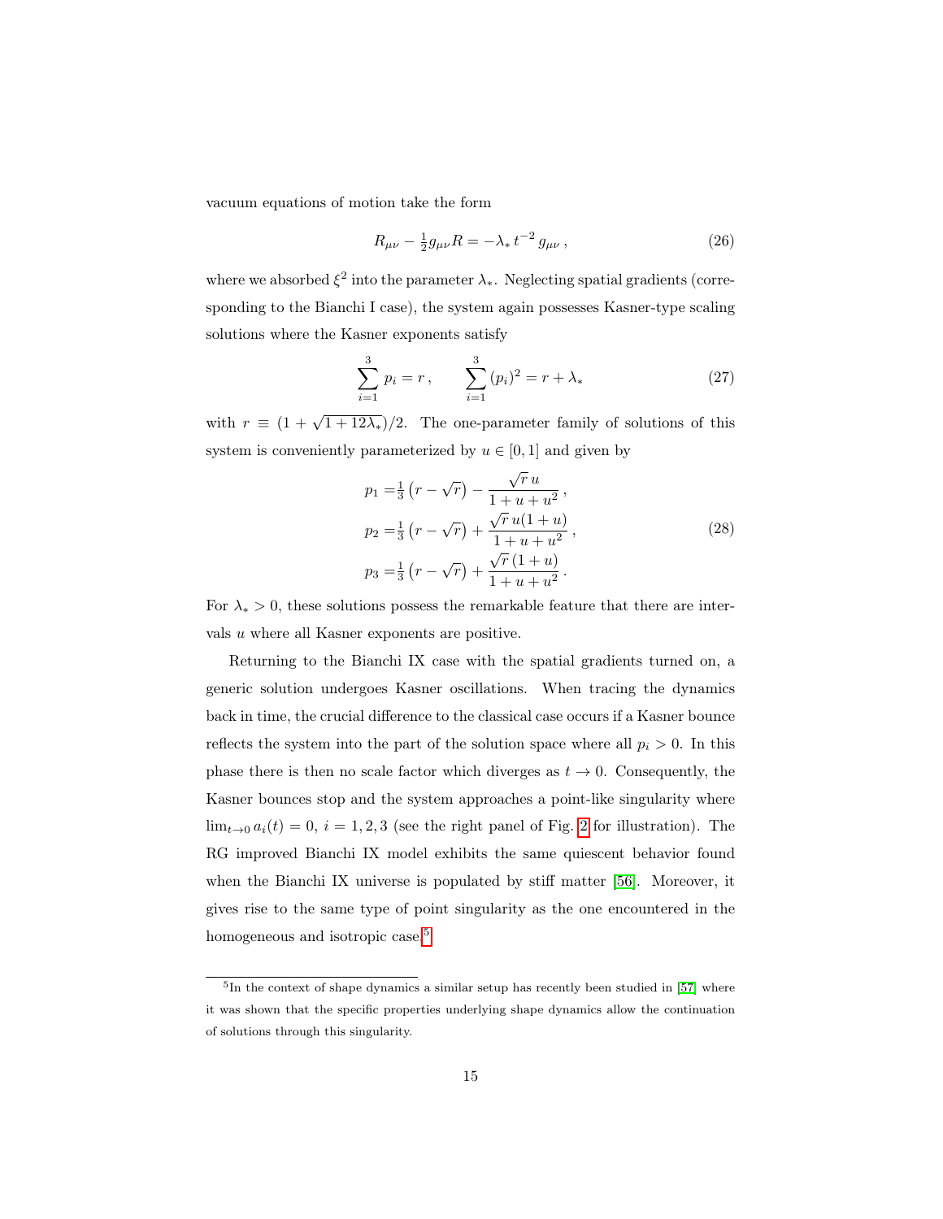vacuum equations of motion take the form

$$R_{\mu\nu} - \tfrac{1}{2} g_{\mu\nu} R = -\lambda_* \, t^{-2} \, g_{\mu\nu} \,, \tag{26}$$

where we absorbed $\xi^2$ into the parameter $\lambda_*$. Neglecting spatial gradients (corresponding to the Bianchi I case), the system again possesses Kasner-type scaling solutions where the Kasner exponents satisfy

$$\sum_{i=1}^{3} p_i = r \,, \qquad \sum_{i=1}^{3} (p_i)^2 = r + \lambda_* \tag{27}$$

with $r \equiv (1 + \sqrt{1 + 12\lambda_*})/2$. The one-parameter family of solutions of this system is conveniently parameterized by $u \in [0, 1]$ and given by

$$\begin{aligned} p_1 =& \tfrac{1}{3} \left( r - \sqrt{r} \right) - \frac{\sqrt{r}\, u}{1 + u + u^2} \,, \\ p_2 =& \tfrac{1}{3} \left( r - \sqrt{r} \right) + \frac{\sqrt{r}\, u (1 + u)}{1 + u + u^2} \,, \\ p_3 =& \tfrac{1}{3} \left( r - \sqrt{r} \right) + \frac{\sqrt{r}\, (1 + u)}{1 + u + u^2} \,. \end{aligned} \tag{28}$$

For $\lambda_* > 0$, these solutions possess the remarkable feature that there are intervals $u$ where all Kasner exponents are positive.

Returning to the Bianchi IX case with the spatial gradients turned on, a generic solution undergoes Kasner oscillations. When tracing the dynamics back in time, the crucial difference to the classical case occurs if a Kasner bounce reflects the system into the part of the solution space where all $p_i > 0$. In this phase there is then no scale factor which diverges as $t \to 0$. Consequently, the Kasner bounces stop and the system approaches a point-like singularity where $\lim_{t \to 0} a_i(t) = 0$, $i = 1, 2, 3$ (see the right panel of Fig. 2 for illustration). The RG improved Bianchi IX model exhibits the same quiescent behavior found when the Bianchi IX universe is populated by stiff matter [56]. Moreover, it gives rise to the same type of point singularity as the one encountered in the homogeneous and isotropic case.[5]

[5] In the context of shape dynamics a similar setup has recently been studied in [57] where it was shown that the specific properties underlying shape dynamics allow the continuation of solutions through this singularity.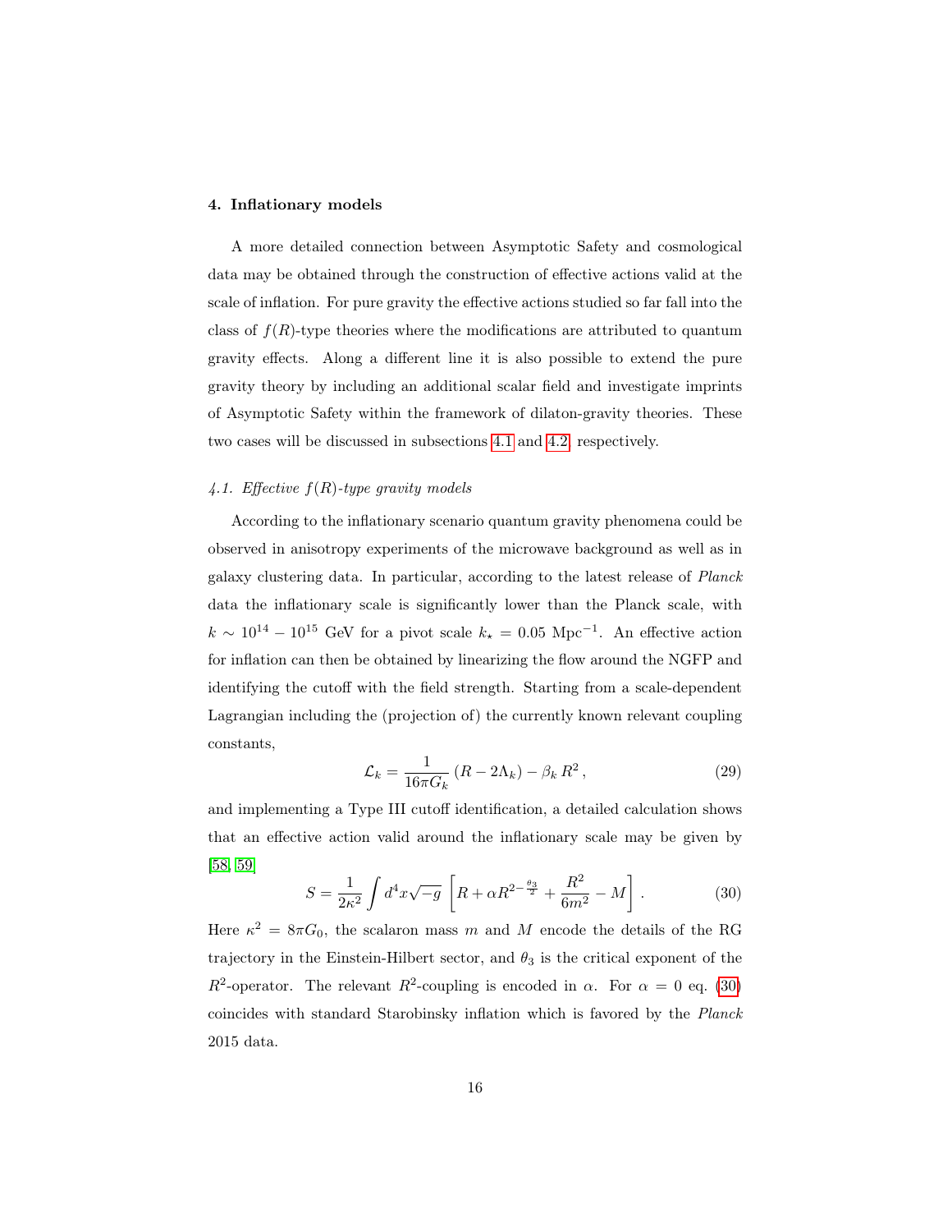## 4. Inflationary models

A more detailed connection between Asymptotic Safety and cosmological data may be obtained through the construction of effective actions valid at the scale of inflation. For pure gravity the effective actions studied so far fall into the class of $f(R)$-type theories where the modifications are attributed to quantum gravity effects. Along a different line it is also possible to extend the pure gravity theory by including an additional scalar field and investigate imprints of Asymptotic Safety within the framework of dilaton-gravity theories. These two cases will be discussed in subsections 4.1 and 4.2, respectively.

### *4.1. Effective $f(R)$-type gravity models*

According to the inflationary scenario quantum gravity phenomena could be observed in anisotropy experiments of the microwave background as well as in galaxy clustering data. In particular, according to the latest release of *Planck* data the inflationary scale is significantly lower than the Planck scale, with $k \sim 10^{14} - 10^{15}$ GeV for a pivot scale $k_\star = 0.05 \text{ Mpc}^{-1}$. An effective action for inflation can then be obtained by linearizing the flow around the NGFP and identifying the cutoff with the field strength. Starting from a scale-dependent Lagrangian including the (projection of) the currently known relevant coupling constants,

$$\mathcal{L}_k = \frac{1}{16\pi G_k} \left( R - 2\Lambda_k \right) - \beta_k \, R^2 \,, \tag{29}$$

and implementing a Type III cutoff identification, a detailed calculation shows that an effective action valid around the inflationary scale may be given by [58, 59]

$$S = \frac{1}{2\kappa^2} \int d^4x \sqrt{-g} \left[ R + \alpha R^{2-\frac{\theta_3}{2}} + \frac{R^2}{6m^2} - M \right] . \tag{30}$$

Here $\kappa^2 = 8\pi G_0$, the scalaron mass $m$ and $M$ encode the details of the RG trajectory in the Einstein-Hilbert sector, and $\theta_3$ is the critical exponent of the $R^2$-operator. The relevant $R^2$-coupling is encoded in $\alpha$. For $\alpha = 0$ eq. (30) coincides with standard Starobinsky inflation which is favored by the *Planck* 2015 data.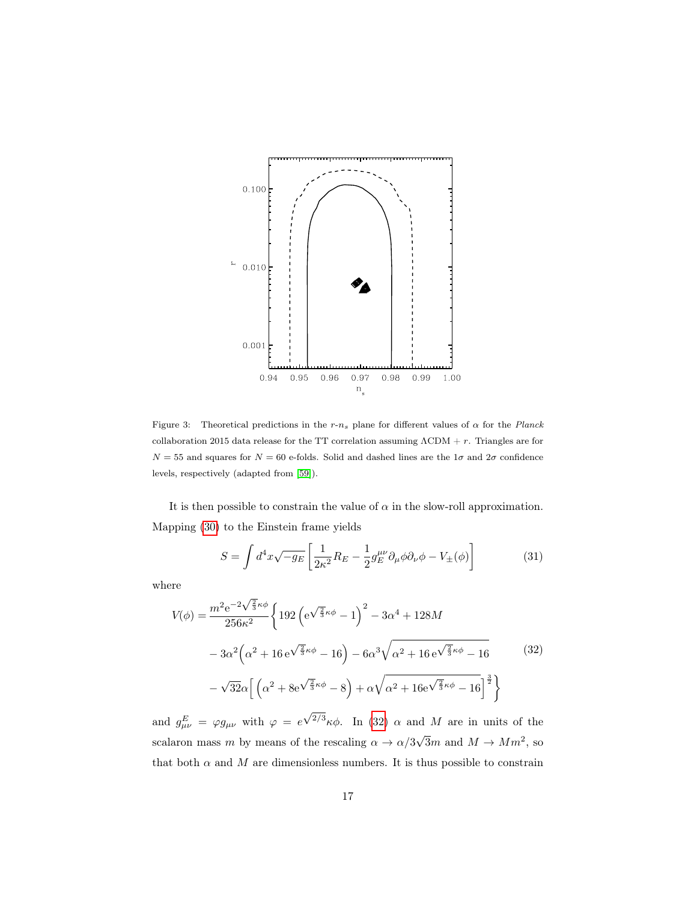Figure 3: Theoretical predictions in the $r$-$n_s$ plane for different values of $\alpha$ for the *Planck* collaboration 2015 data release for the TT correlation assuming $\Lambda$CDM + $r$. Triangles are for $N = 55$ and squares for $N = 60$ e-folds. Solid and dashed lines are the $1\sigma$ and $2\sigma$ confidence levels, respectively (adapted from [59]).

It is then possible to constrain the value of $\alpha$ in the slow-roll approximation. Mapping (30) to the Einstein frame yields

$$S = \int d^4x\sqrt{-g_E}\left[\frac{1}{2\kappa^2}R_E - \frac{1}{2}g_E^{\mu\nu}\partial_\mu\phi\partial_\nu\phi - V_\pm(\phi)\right] \tag{31}$$

where

$$\begin{aligned} V(\phi) = \frac{m^2 \mathrm{e}^{-2\sqrt{\frac{2}{3}}\kappa\phi}}{256\kappa^2}\Bigg\{ & 192\left(\mathrm{e}^{\sqrt{\frac{2}{3}}\kappa\phi} - 1\right)^2 - 3\alpha^4 + 128M \\ & - 3\alpha^2\Big(\alpha^2 + 16\,\mathrm{e}^{\sqrt{\frac{2}{3}}\kappa\phi} - 16\Big) - 6\alpha^3\sqrt{\alpha^2 + 16\,\mathrm{e}^{\sqrt{\frac{2}{3}}\kappa\phi} - 16} \\ & - \sqrt{32}\alpha\Big[\Big(\alpha^2 + 8\mathrm{e}^{\sqrt{\frac{2}{3}}\kappa\phi} - 8\Big) + \alpha\sqrt{\alpha^2 + 16\mathrm{e}^{\sqrt{\frac{2}{3}}\kappa\phi} - 16}\Big]^{\frac{3}{2}}\Bigg\} \end{aligned} \tag{32}$$

and $g^E_{\mu\nu} = \varphi g_{\mu\nu}$ with $\varphi = e^{\sqrt{2/3}}\kappa\phi$. In (32) $\alpha$ and $M$ are in units of the scalaron mass $m$ by means of the rescaling $\alpha \to \alpha/3\sqrt{3}m$ and $M \to Mm^2$, so that both $\alpha$ and $M$ are dimensionless numbers. It is thus possible to constrain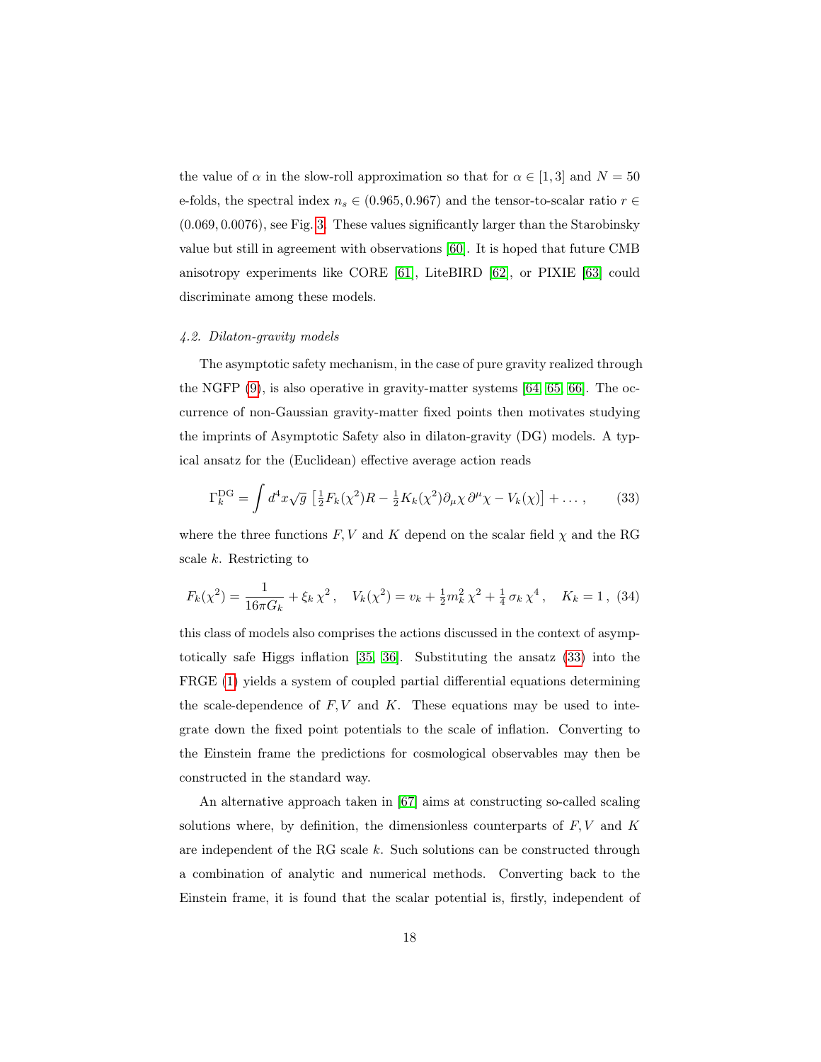the value of $\alpha$ in the slow-roll approximation so that for $\alpha \in [1, 3]$ and $N = 50$ e-folds, the spectral index $n_s \in (0.965, 0.967)$ and the tensor-to-scalar ratio $r \in (0.069, 0.0076)$, see Fig. 3. These values significantly larger than the Starobinsky value but still in agreement with observations [60]. It is hoped that future CMB anisotropy experiments like CORE [61], LiteBIRD [62], or PIXIE [63] could discriminate among these models.

### *4.2. Dilaton-gravity models*

The asymptotic safety mechanism, in the case of pure gravity realized through the NGFP (9), is also operative in gravity-matter systems [64, 65, 66]. The occurrence of non-Gaussian gravity-matter fixed points then motivates studying the imprints of Asymptotic Safety also in dilaton-gravity (DG) models. A typical ansatz for the (Euclidean) effective average action reads

$$\Gamma_k^{\rm DG} = \int d^4x \sqrt{g} \, \left[ \tfrac{1}{2} F_k(\chi^2) R - \tfrac{1}{2} K_k(\chi^2) \partial_\mu \chi \, \partial^\mu \chi - V_k(\chi) \right] + \ldots \, , \qquad (33)$$

where the three functions $F, V$ and $K$ depend on the scalar field $\chi$ and the RG scale $k$. Restricting to

$$F_k(\chi^2) = \frac{1}{16\pi G_k} + \xi_k \, \chi^2 \, , \quad V_k(\chi^2) = v_k + \tfrac{1}{2} m_k^2 \, \chi^2 + \tfrac{1}{4} \, \sigma_k \, \chi^4 \, , \quad K_k = 1 \, , \qquad (34)$$

this class of models also comprises the actions discussed in the context of asymptotically safe Higgs inflation [35, 36]. Substituting the ansatz (33) into the FRGE (1) yields a system of coupled partial differential equations determining the scale-dependence of $F, V$ and $K$. These equations may be used to integrate down the fixed point potentials to the scale of inflation. Converting to the Einstein frame the predictions for cosmological observables may then be constructed in the standard way.

An alternative approach taken in [67] aims at constructing so-called scaling solutions where, by definition, the dimensionless counterparts of $F, V$ and $K$ are independent of the RG scale $k$. Such solutions can be constructed through a combination of analytic and numerical methods. Converting back to the Einstein frame, it is found that the scalar potential is, firstly, independent of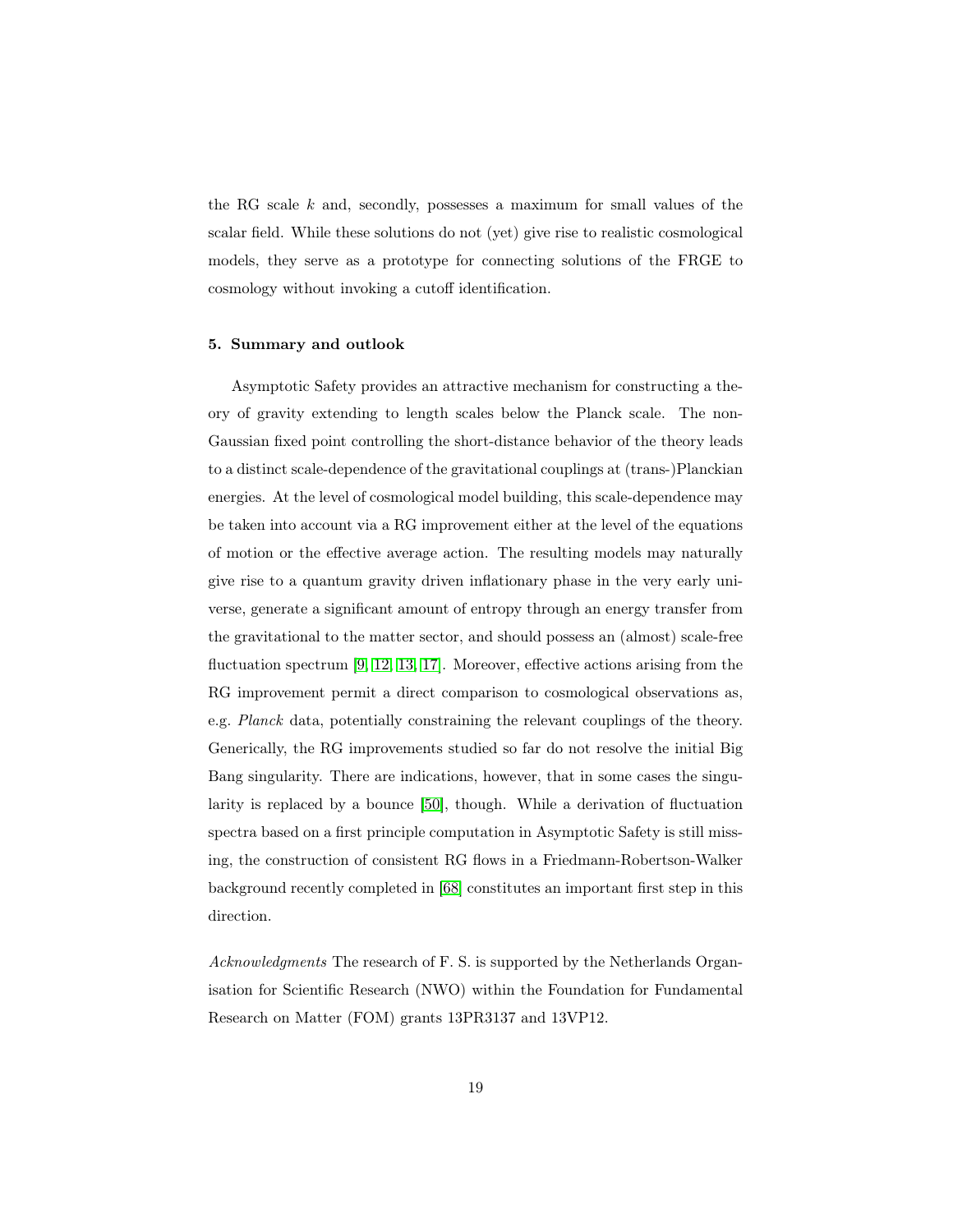the RG scale $k$ and, secondly, possesses a maximum for small values of the scalar field. While these solutions do not (yet) give rise to realistic cosmological models, they serve as a prototype for connecting solutions of the FRGE to cosmology without invoking a cutoff identification.

### 5. Summary and outlook

Asymptotic Safety provides an attractive mechanism for constructing a theory of gravity extending to length scales below the Planck scale. The non-Gaussian fixed point controlling the short-distance behavior of the theory leads to a distinct scale-dependence of the gravitational couplings at (trans-)Planckian energies. At the level of cosmological model building, this scale-dependence may be taken into account via a RG improvement either at the level of the equations of motion or the effective average action. The resulting models may naturally give rise to a quantum gravity driven inflationary phase in the very early universe, generate a significant amount of entropy through an energy transfer from the gravitational to the matter sector, and should possess an (almost) scale-free fluctuation spectrum [9, 12, 13, 17]. Moreover, effective actions arising from the RG improvement permit a direct comparison to cosmological observations as, e.g. *Planck* data, potentially constraining the relevant couplings of the theory. Generically, the RG improvements studied so far do not resolve the initial Big Bang singularity. There are indications, however, that in some cases the singularity is replaced by a bounce [50], though. While a derivation of fluctuation spectra based on a first principle computation in Asymptotic Safety is still missing, the construction of consistent RG flows in a Friedmann-Robertson-Walker background recently completed in [68] constitutes an important first step in this direction.

*Acknowledgments* The research of F. S. is supported by the Netherlands Organisation for Scientific Research (NWO) within the Foundation for Fundamental Research on Matter (FOM) grants 13PR3137 and 13VP12.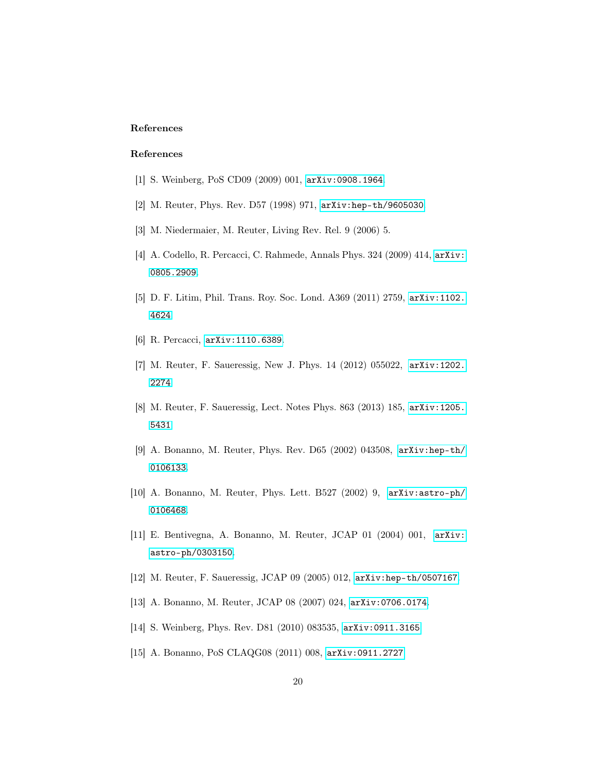## References

## References

[1] S. Weinberg, PoS CD09 (2009) 001, arXiv:0908.1964.

[2] M. Reuter, Phys. Rev. D57 (1998) 971, arXiv:hep-th/9605030.

[3] M. Niedermaier, M. Reuter, Living Rev. Rel. 9 (2006) 5.

[4] A. Codello, R. Percacci, C. Rahmede, Annals Phys. 324 (2009) 414, arXiv:0805.2909.

[5] D. F. Litim, Phil. Trans. Roy. Soc. Lond. A369 (2011) 2759, arXiv:1102.4624.

[6] R. Percacci, arXiv:1110.6389.

[7] M. Reuter, F. Saueressig, New J. Phys. 14 (2012) 055022, arXiv:1202.2274.

[8] M. Reuter, F. Saueressig, Lect. Notes Phys. 863 (2013) 185, arXiv:1205.5431.

[9] A. Bonanno, M. Reuter, Phys. Rev. D65 (2002) 043508, arXiv:hep-th/0106133.

[10] A. Bonanno, M. Reuter, Phys. Lett. B527 (2002) 9, arXiv:astro-ph/0106468.

[11] E. Bentivegna, A. Bonanno, M. Reuter, JCAP 01 (2004) 001, arXiv:astro-ph/0303150.

[12] M. Reuter, F. Saueressig, JCAP 09 (2005) 012, arXiv:hep-th/0507167.

[13] A. Bonanno, M. Reuter, JCAP 08 (2007) 024, arXiv:0706.0174.

[14] S. Weinberg, Phys. Rev. D81 (2010) 083535, arXiv:0911.3165.

[15] A. Bonanno, PoS CLAQG08 (2011) 008, arXiv:0911.2727.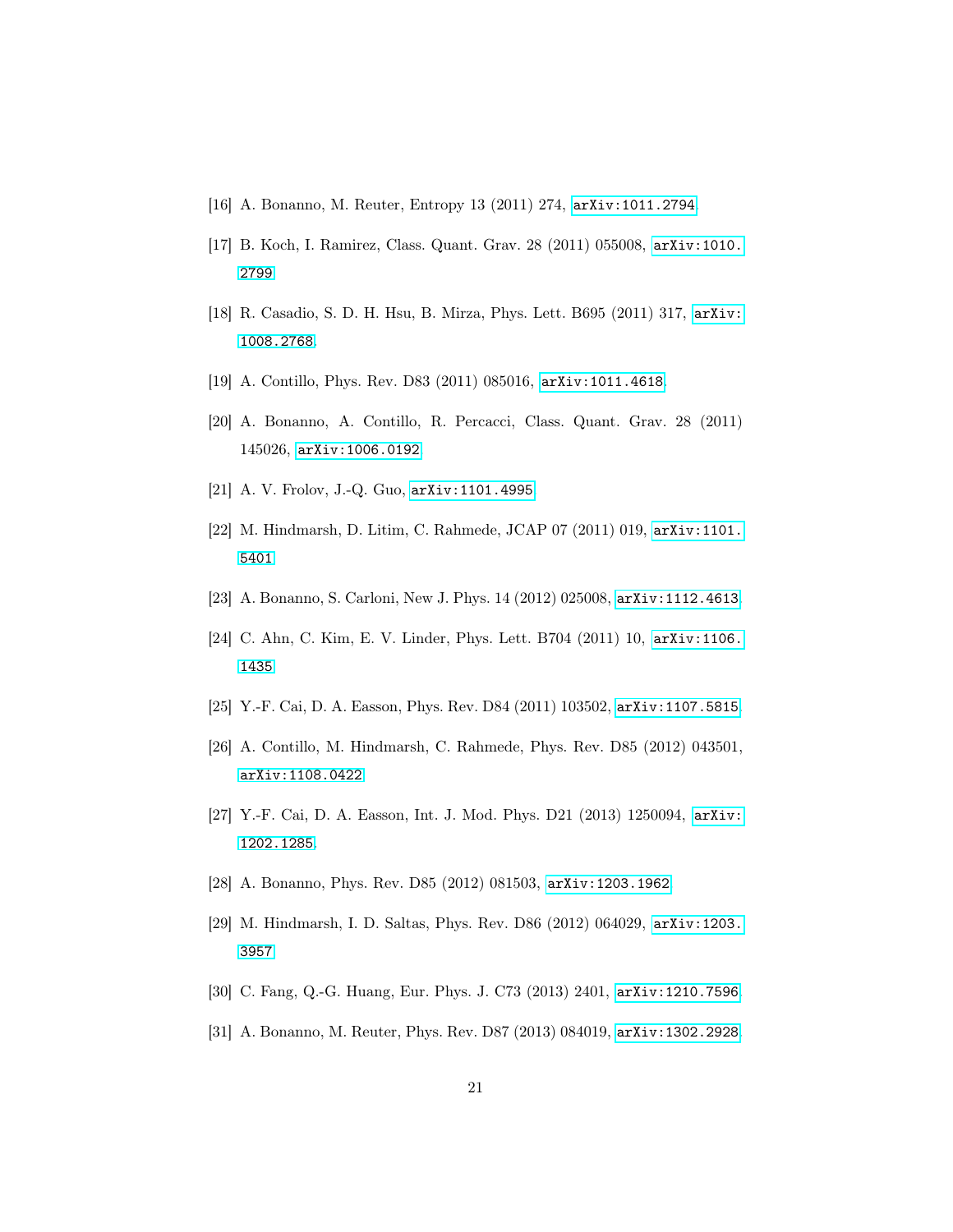[16] A. Bonanno, M. Reuter, Entropy 13 (2011) 274, arXiv:1011.2794.

[17] B. Koch, I. Ramirez, Class. Quant. Grav. 28 (2011) 055008, arXiv:1010.2799.

[18] R. Casadio, S. D. H. Hsu, B. Mirza, Phys. Lett. B695 (2011) 317, arXiv:1008.2768.

[19] A. Contillo, Phys. Rev. D83 (2011) 085016, arXiv:1011.4618.

[20] A. Bonanno, A. Contillo, R. Percacci, Class. Quant. Grav. 28 (2011) 145026, arXiv:1006.0192.

[21] A. V. Frolov, J.-Q. Guo, arXiv:1101.4995.

[22] M. Hindmarsh, D. Litim, C. Rahmede, JCAP 07 (2011) 019, arXiv:1101.5401.

[23] A. Bonanno, S. Carloni, New J. Phys. 14 (2012) 025008, arXiv:1112.4613.

[24] C. Ahn, C. Kim, E. V. Linder, Phys. Lett. B704 (2011) 10, arXiv:1106.1435.

[25] Y.-F. Cai, D. A. Easson, Phys. Rev. D84 (2011) 103502, arXiv:1107.5815.

[26] A. Contillo, M. Hindmarsh, C. Rahmede, Phys. Rev. D85 (2012) 043501, arXiv:1108.0422.

[27] Y.-F. Cai, D. A. Easson, Int. J. Mod. Phys. D21 (2013) 1250094, arXiv:1202.1285.

[28] A. Bonanno, Phys. Rev. D85 (2012) 081503, arXiv:1203.1962.

[29] M. Hindmarsh, I. D. Saltas, Phys. Rev. D86 (2012) 064029, arXiv:1203.3957.

[30] C. Fang, Q.-G. Huang, Eur. Phys. J. C73 (2013) 2401, arXiv:1210.7596.

[31] A. Bonanno, M. Reuter, Phys. Rev. D87 (2013) 084019, arXiv:1302.2928.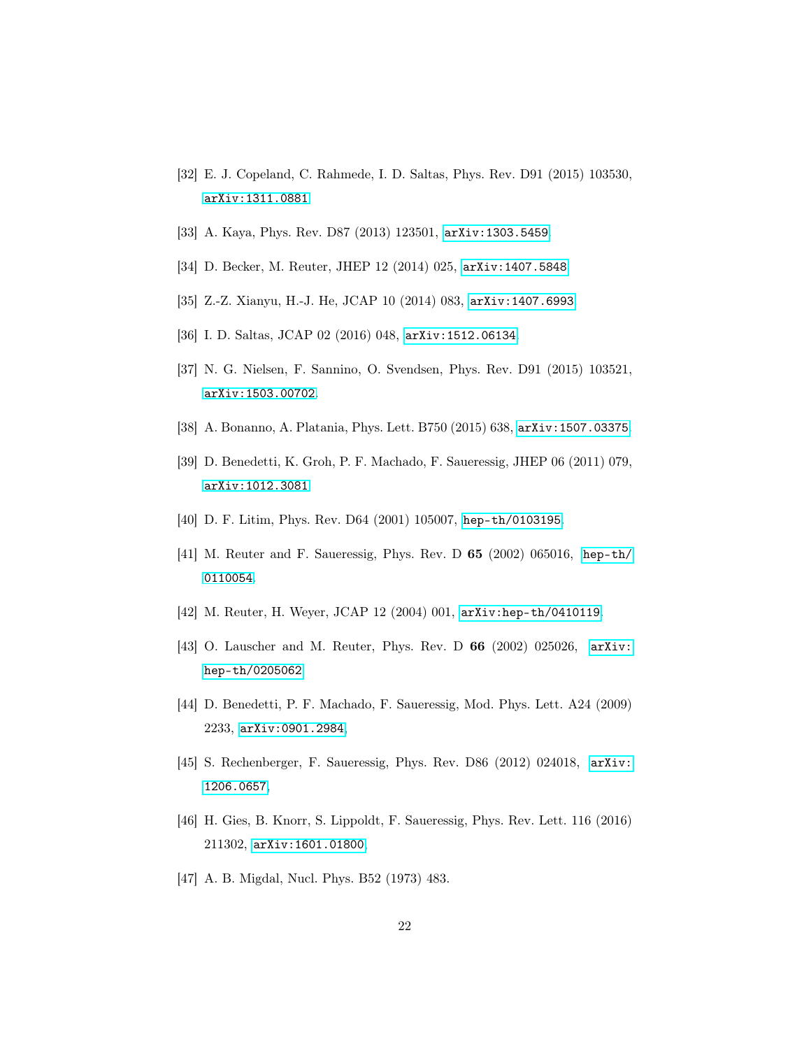[32] E. J. Copeland, C. Rahmede, I. D. Saltas, Phys. Rev. D91 (2015) 103530, arXiv:1311.0881.

[33] A. Kaya, Phys. Rev. D87 (2013) 123501, arXiv:1303.5459.

[34] D. Becker, M. Reuter, JHEP 12 (2014) 025, arXiv:1407.5848.

[35] Z.-Z. Xianyu, H.-J. He, JCAP 10 (2014) 083, arXiv:1407.6993.

[36] I. D. Saltas, JCAP 02 (2016) 048, arXiv:1512.06134.

[37] N. G. Nielsen, F. Sannino, O. Svendsen, Phys. Rev. D91 (2015) 103521, arXiv:1503.00702.

[38] A. Bonanno, A. Platania, Phys. Lett. B750 (2015) 638, arXiv:1507.03375.

[39] D. Benedetti, K. Groh, P. F. Machado, F. Saueressig, JHEP 06 (2011) 079, arXiv:1012.3081.

[40] D. F. Litim, Phys. Rev. D64 (2001) 105007, hep-th/0103195.

[41] M. Reuter and F. Saueressig, Phys. Rev. D **65** (2002) 065016, hep-th/0110054.

[42] M. Reuter, H. Weyer, JCAP 12 (2004) 001, arXiv:hep-th/0410119.

[43] O. Lauscher and M. Reuter, Phys. Rev. D **66** (2002) 025026, arXiv:hep-th/0205062.

[44] D. Benedetti, P. F. Machado, F. Saueressig, Mod. Phys. Lett. A24 (2009) 2233, arXiv:0901.2984.

[45] S. Rechenberger, F. Saueressig, Phys. Rev. D86 (2012) 024018, arXiv:1206.0657.

[46] H. Gies, B. Knorr, S. Lippoldt, F. Saueressig, Phys. Rev. Lett. 116 (2016) 211302, arXiv:1601.01800.

[47] A. B. Migdal, Nucl. Phys. B52 (1973) 483.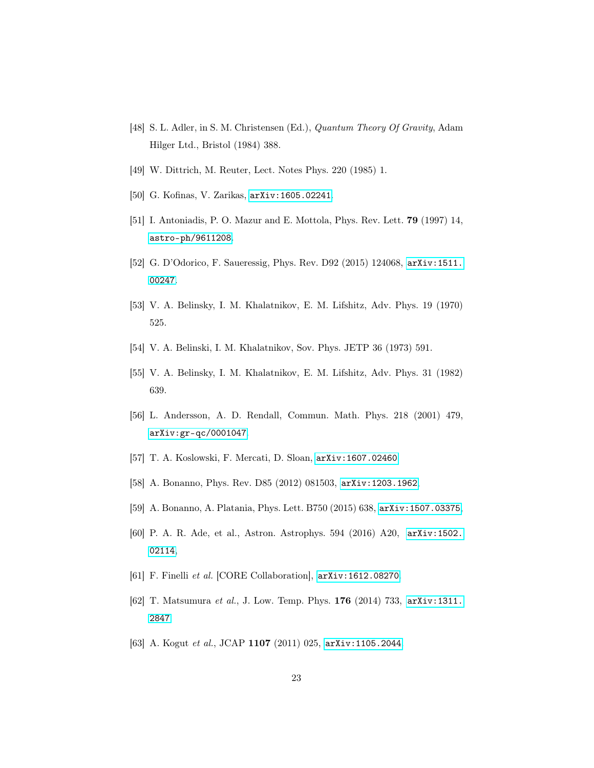[48] S. L. Adler, in S. M. Christensen (Ed.), *Quantum Theory Of Gravity*, Adam Hilger Ltd., Bristol (1984) 388.

[49] W. Dittrich, M. Reuter, Lect. Notes Phys. 220 (1985) 1.

[50] G. Kofinas, V. Zarikas, arXiv:1605.02241.

[51] I. Antoniadis, P. O. Mazur and E. Mottola, Phys. Rev. Lett. **79** (1997) 14, astro-ph/9611208.

[52] G. D'Odorico, F. Saueressig, Phys. Rev. D92 (2015) 124068, arXiv:1511.00247.

[53] V. A. Belinsky, I. M. Khalatnikov, E. M. Lifshitz, Adv. Phys. 19 (1970) 525.

[54] V. A. Belinski, I. M. Khalatnikov, Sov. Phys. JETP 36 (1973) 591.

[55] V. A. Belinsky, I. M. Khalatnikov, E. M. Lifshitz, Adv. Phys. 31 (1982) 639.

[56] L. Andersson, A. D. Rendall, Commun. Math. Phys. 218 (2001) 479, arXiv:gr-qc/0001047.

[57] T. A. Koslowski, F. Mercati, D. Sloan, arXiv:1607.02460.

[58] A. Bonanno, Phys. Rev. D85 (2012) 081503, arXiv:1203.1962.

[59] A. Bonanno, A. Platania, Phys. Lett. B750 (2015) 638, arXiv:1507.03375.

[60] P. A. R. Ade, et al., Astron. Astrophys. 594 (2016) A20, arXiv:1502.02114.

[61] F. Finelli *et al.* [CORE Collaboration], arXiv:1612.08270.

[62] T. Matsumura *et al.*, J. Low. Temp. Phys. **176** (2014) 733, arXiv:1311.2847.

[63] A. Kogut *et al.*, JCAP **1107** (2011) 025, arXiv:1105.2044.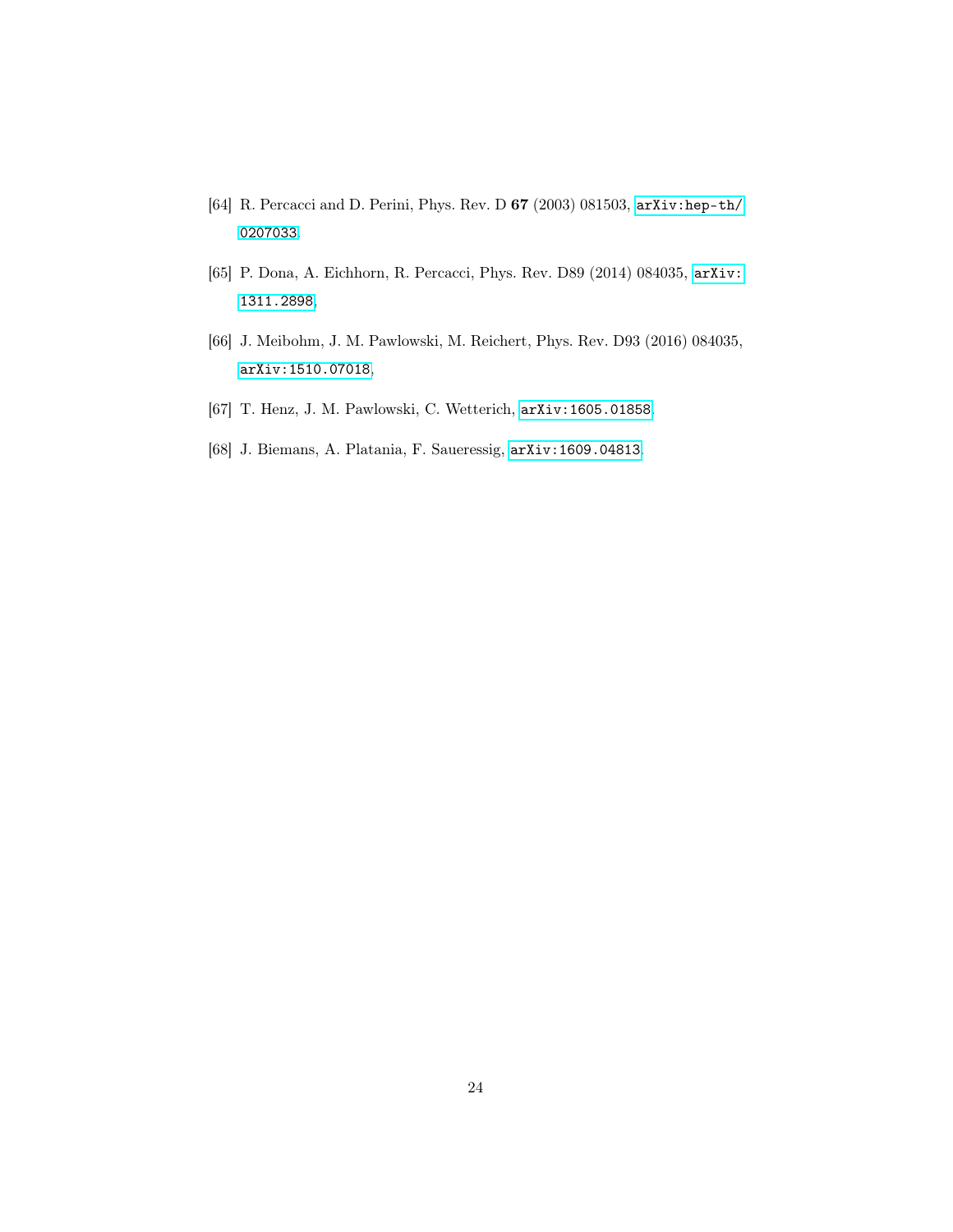[64] R. Percacci and D. Perini, Phys. Rev. D **67** (2003) 081503, arXiv:hep-th/0207033.

[65] P. Dona, A. Eichhorn, R. Percacci, Phys. Rev. D89 (2014) 084035, arXiv:1311.2898.

[66] J. Meibohm, J. M. Pawlowski, M. Reichert, Phys. Rev. D93 (2016) 084035, arXiv:1510.07018.

[67] T. Henz, J. M. Pawlowski, C. Wetterich, arXiv:1605.01858.

[68] J. Biemans, A. Platania, F. Saueressig, arXiv:1609.04813.